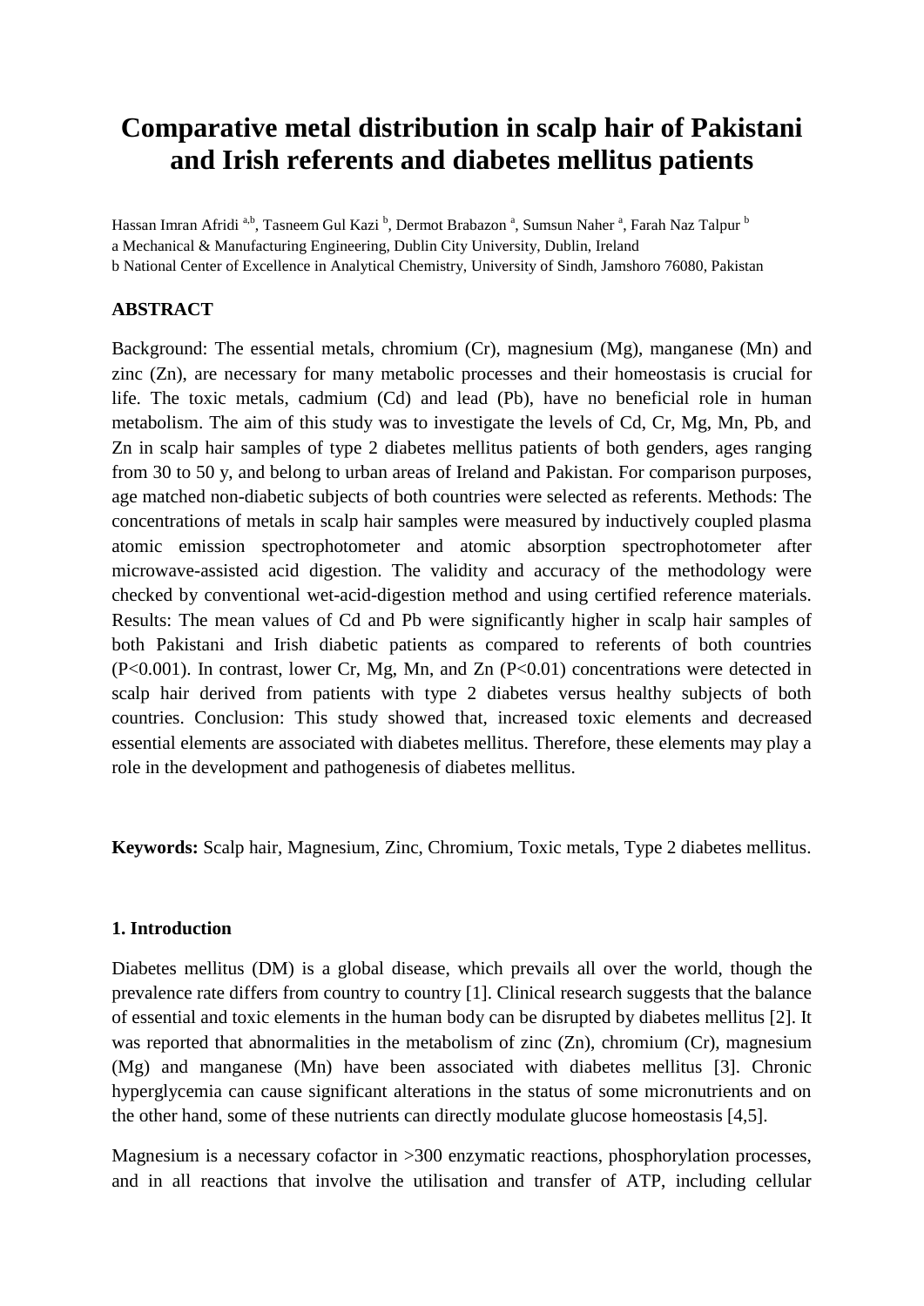# Comparative metal distribution in scalp hair of Pakistani and Irish referents and diabetes mellitus patients

Hassan Imran Afridi [a,b], Tasneem Gul Kazi [b], Dermot Brabazon [a], Sumsun Naher [a], Farah Naz Talpur [b]

a Mechanical & Manufacturing Engineering, Dublin City University, Dublin, Ireland

b National Center of Excellence in Analytical Chemistry, University of Sindh, Jamshoro 76080, Pakistan

## ABSTRACT

Background: The essential metals, chromium (Cr), magnesium (Mg), manganese (Mn) and zinc (Zn), are necessary for many metabolic processes and their homeostasis is crucial for life. The toxic metals, cadmium (Cd) and lead (Pb), have no beneficial role in human metabolism. The aim of this study was to investigate the levels of Cd, Cr, Mg, Mn, Pb, and Zn in scalp hair samples of type 2 diabetes mellitus patients of both genders, ages ranging from 30 to 50 y, and belong to urban areas of Ireland and Pakistan. For comparison purposes, age matched non-diabetic subjects of both countries were selected as referents. Methods: The concentrations of metals in scalp hair samples were measured by inductively coupled plasma atomic emission spectrophotometer and atomic absorption spectrophotometer after microwave-assisted acid digestion. The validity and accuracy of the methodology were checked by conventional wet-acid-digestion method and using certified reference materials. Results: The mean values of Cd and Pb were significantly higher in scalp hair samples of both Pakistani and Irish diabetic patients as compared to referents of both countries ($P<0.001$). In contrast, lower Cr, Mg, Mn, and Zn ($P<0.01$) concentrations were detected in scalp hair derived from patients with type 2 diabetes versus healthy subjects of both countries. Conclusion: This study showed that, increased toxic elements and decreased essential elements are associated with diabetes mellitus. Therefore, these elements may play a role in the development and pathogenesis of diabetes mellitus.

**Keywords:** Scalp hair, Magnesium, Zinc, Chromium, Toxic metals, Type 2 diabetes mellitus.

## 1. Introduction

Diabetes mellitus (DM) is a global disease, which prevails all over the world, though the prevalence rate differs from country to country [1]. Clinical research suggests that the balance of essential and toxic elements in the human body can be disrupted by diabetes mellitus [2]. It was reported that abnormalities in the metabolism of zinc (Zn), chromium (Cr), magnesium (Mg) and manganese (Mn) have been associated with diabetes mellitus [3]. Chronic hyperglycemia can cause significant alterations in the status of some micronutrients and on the other hand, some of these nutrients can directly modulate glucose homeostasis [4,5].

Magnesium is a necessary cofactor in >300 enzymatic reactions, phosphorylation processes, and in all reactions that involve the utilisation and transfer of ATP, including cellular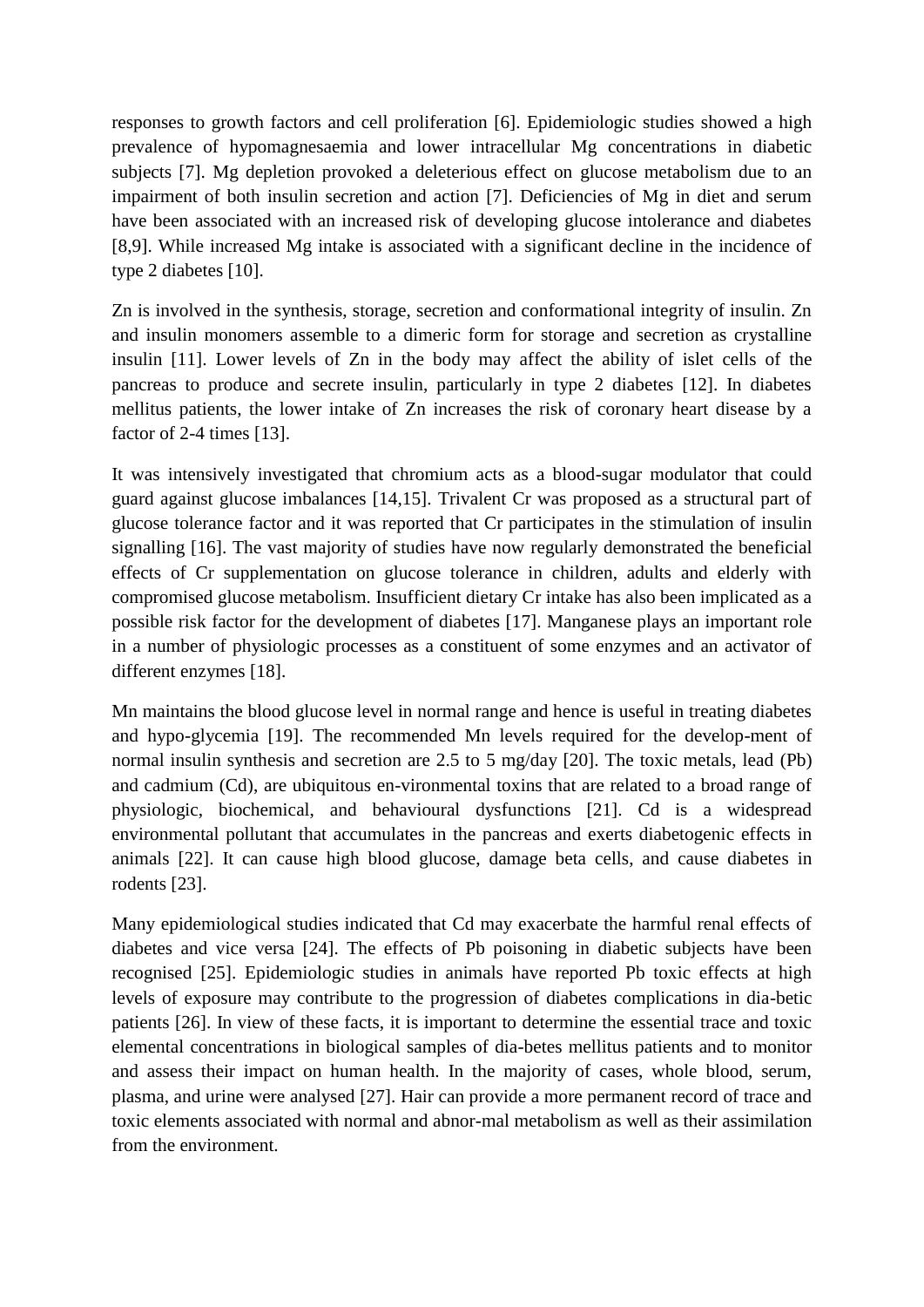responses to growth factors and cell proliferation [6]. Epidemiologic studies showed a high prevalence of hypomagnesaemia and lower intracellular Mg concentrations in diabetic subjects [7]. Mg depletion provoked a deleterious effect on glucose metabolism due to an impairment of both insulin secretion and action [7]. Deficiencies of Mg in diet and serum have been associated with an increased risk of developing glucose intolerance and diabetes [8,9]. While increased Mg intake is associated with a significant decline in the incidence of type 2 diabetes [10].

Zn is involved in the synthesis, storage, secretion and conformational integrity of insulin. Zn and insulin monomers assemble to a dimeric form for storage and secretion as crystalline insulin [11]. Lower levels of Zn in the body may affect the ability of islet cells of the pancreas to produce and secrete insulin, particularly in type 2 diabetes [12]. In diabetes mellitus patients, the lower intake of Zn increases the risk of coronary heart disease by a factor of 2-4 times [13].

It was intensively investigated that chromium acts as a blood-sugar modulator that could guard against glucose imbalances [14,15]. Trivalent Cr was proposed as a structural part of glucose tolerance factor and it was reported that Cr participates in the stimulation of insulin signalling [16]. The vast majority of studies have now regularly demonstrated the beneficial effects of Cr supplementation on glucose tolerance in children, adults and elderly with compromised glucose metabolism. Insufficient dietary Cr intake has also been implicated as a possible risk factor for the development of diabetes [17]. Manganese plays an important role in a number of physiologic processes as a constituent of some enzymes and an activator of different enzymes [18].

Mn maintains the blood glucose level in normal range and hence is useful in treating diabetes and hypo-glycemia [19]. The recommended Mn levels required for the develop-ment of normal insulin synthesis and secretion are 2.5 to 5 mg/day [20]. The toxic metals, lead (Pb) and cadmium (Cd), are ubiquitous en-vironmental toxins that are related to a broad range of physiologic, biochemical, and behavioural dysfunctions [21]. Cd is a widespread environmental pollutant that accumulates in the pancreas and exerts diabetogenic effects in animals [22]. It can cause high blood glucose, damage beta cells, and cause diabetes in rodents [23].

Many epidemiological studies indicated that Cd may exacerbate the harmful renal effects of diabetes and vice versa [24]. The effects of Pb poisoning in diabetic subjects have been recognised [25]. Epidemiologic studies in animals have reported Pb toxic effects at high levels of exposure may contribute to the progression of diabetes complications in dia-betic patients [26]. In view of these facts, it is important to determine the essential trace and toxic elemental concentrations in biological samples of dia-betes mellitus patients and to monitor and assess their impact on human health. In the majority of cases, whole blood, serum, plasma, and urine were analysed [27]. Hair can provide a more permanent record of trace and toxic elements associated with normal and abnor-mal metabolism as well as their assimilation from the environment.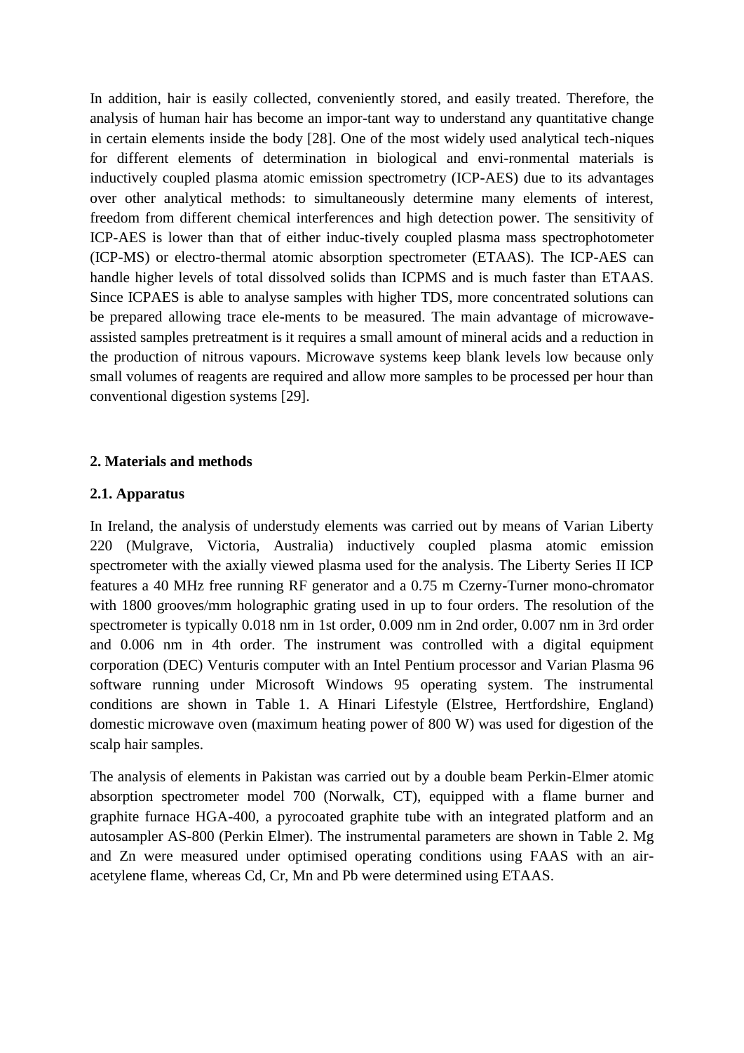In addition, hair is easily collected, conveniently stored, and easily treated. Therefore, the analysis of human hair has become an impor-tant way to understand any quantitative change in certain elements inside the body [28]. One of the most widely used analytical tech-niques for different elements of determination in biological and envi-ronmental materials is inductively coupled plasma atomic emission spectrometry (ICP-AES) due to its advantages over other analytical methods: to simultaneously determine many elements of interest, freedom from different chemical interferences and high detection power. The sensitivity of ICP-AES is lower than that of either induc-tively coupled plasma mass spectrophotometer (ICP-MS) or electro-thermal atomic absorption spectrometer (ETAAS). The ICP-AES can handle higher levels of total dissolved solids than ICPMS and is much faster than ETAAS. Since ICPAES is able to analyse samples with higher TDS, more concentrated solutions can be prepared allowing trace ele-ments to be measured. The main advantage of microwave-assisted samples pretreatment is it requires a small amount of mineral acids and a reduction in the production of nitrous vapours. Microwave systems keep blank levels low because only small volumes of reagents are required and allow more samples to be processed per hour than conventional digestion systems [29].

## 2. Materials and methods

### 2.1. Apparatus

In Ireland, the analysis of understudy elements was carried out by means of Varian Liberty 220 (Mulgrave, Victoria, Australia) inductively coupled plasma atomic emission spectrometer with the axially viewed plasma used for the analysis. The Liberty Series II ICP features a 40 MHz free running RF generator and a 0.75 m Czerny-Turner mono-chromator with 1800 grooves/mm holographic grating used in up to four orders. The resolution of the spectrometer is typically 0.018 nm in 1st order, 0.009 nm in 2nd order, 0.007 nm in 3rd order and 0.006 nm in 4th order. The instrument was controlled with a digital equipment corporation (DEC) Venturis computer with an Intel Pentium processor and Varian Plasma 96 software running under Microsoft Windows 95 operating system. The instrumental conditions are shown in Table 1. A Hinari Lifestyle (Elstree, Hertfordshire, England) domestic microwave oven (maximum heating power of 800 W) was used for digestion of the scalp hair samples.

The analysis of elements in Pakistan was carried out by a double beam Perkin-Elmer atomic absorption spectrometer model 700 (Norwalk, CT), equipped with a flame burner and graphite furnace HGA-400, a pyrocoated graphite tube with an integrated platform and an autosampler AS-800 (Perkin Elmer). The instrumental parameters are shown in Table 2. Mg and Zn were measured under optimised operating conditions using FAAS with an air-acetylene flame, whereas Cd, Cr, Mn and Pb were determined using ETAAS.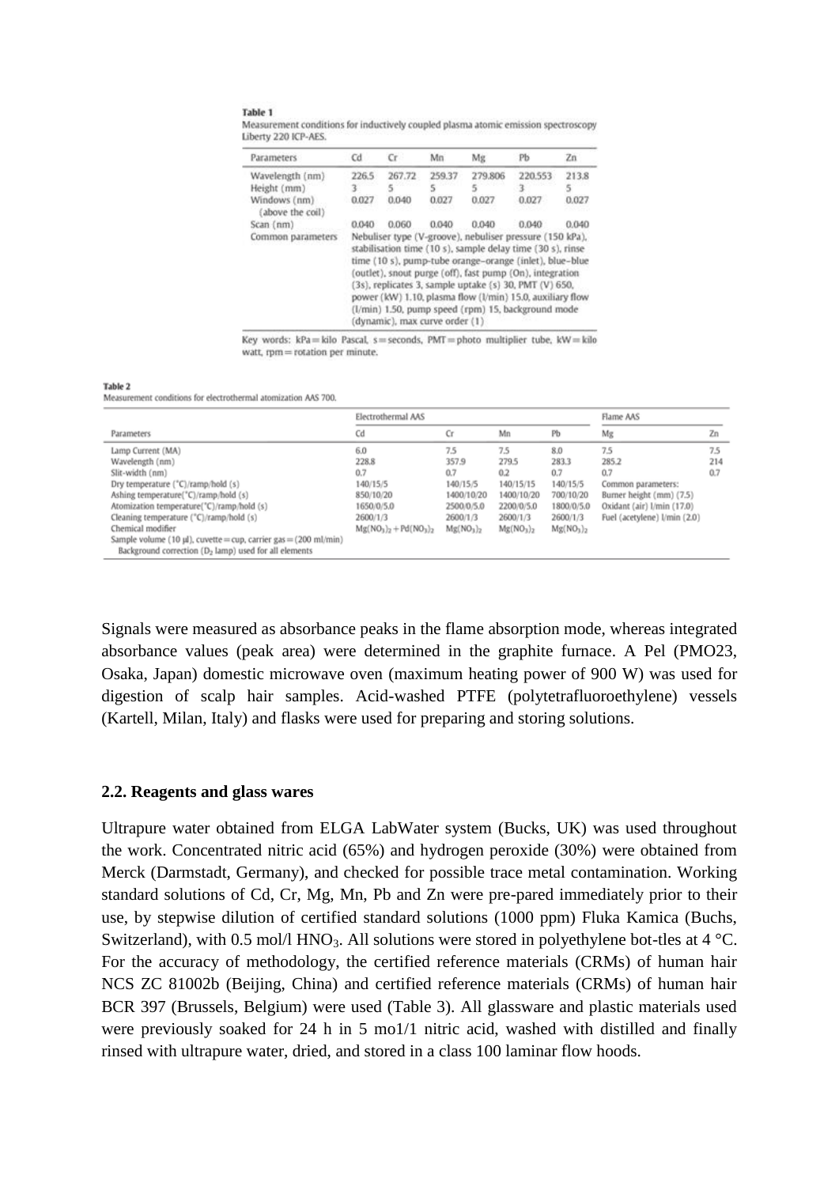**Table 1**
Measurement conditions for inductively coupled plasma atomic emission spectroscopy Liberty 220 ICP-AES.

| Parameters | Cd | Cr | Mn | Mg | Pb | Zn |
|---|---|---|---|---|---|---|
| Wavelength (nm) | 226.5 | 267.72 | 259.37 | 279.806 | 220.553 | 213.8 |
| Height (mm) | 3 | 5 | 5 | 5 | 3 | 5 |
| Windows (nm) (above the coil) | 0.027 | 0.040 | 0.027 | 0.027 | 0.027 | 0.027 |
| Scan (nm) | 0.040 | 0.060 | 0.040 | 0.040 | 0.040 | 0.040 |
| Common parameters | Nebuliser type (V-groove), nebuliser pressure (150 kPa), stabilisation time (10 s), sample delay time (30 s), rinse time (10 s), pump-tube orange–orange (inlet), blue–blue (outlet), snout purge (off), fast pump (On), integration (3s), replicates 3, sample uptake (s) 30, PMT (V) 650, power (kW) 1.10, plasma flow (l/min) 15.0, auxiliary flow (l/min) 1.50, pump speed (rpm) 15, background mode (dynamic), max curve order (1) | | | | | |

Key words: kPa = kilo Pascal, s = seconds, PMT = photo multiplier tube, kW = kilo watt, rpm = rotation per minute.

**Table 2**
Measurement conditions for electrothermal atomization AAS 700.

| Parameters | Electrothermal AAS | | | | Flame AAS | |
|---|---|---|---|---|---|---|
| | Cd | Cr | Mn | Pb | Mg | Zn |
| Lamp Current (MA) | 6.0 | 7.5 | 7.5 | 8.0 | 7.5 | 7.5 |
| Wavelength (nm) | 228.8 | 357.9 | 279.5 | 283.3 | 285.2 | 214 |
| Slit-width (nm) | 0.7 | 0.7 | 0.2 | 0.7 | 0.7 | 0.7 |
| Dry temperature (°C)/ramp/hold (s) | 140/15/5 | 140/15/5 | 140/15/15 | 140/15/5 | Common parameters: | |
| Ashing temperature(°C)/ramp/hold (s) | 850/10/20 | 1400/10/20 | 1400/10/20 | 700/10/20 | Burner height (mm) (7.5) | |
| Atomization temperature(°C)/ramp/hold (s) | 1650/0/5.0 | 2500/0/5.0 | 2200/0/5.0 | 1800/0/5.0 | Oxidant (air) l/min (17.0) | |
| Cleaning temperature (°C)/ramp/hold (s) | 2600/1/3 | 2600/1/3 | 2600/1/3 | 2600/1/3 | Fuel (acetylene) l/min (2.0) | |
| Chemical modifier | $Mg(NO_3)_2 + Pd(NO_3)_2$ | $Mg(NO_3)_2$ | $Mg(NO_3)_2$ | $Mg(NO_3)_2$ | | |
| Sample volume (10 µl), cuvette = cup, carrier gas = (200 ml/min) Background correction ($D_2$ lamp) used for all elements | | | | | | |

Signals were measured as absorbance peaks in the flame absorption mode, whereas integrated absorbance values (peak area) were determined in the graphite furnace. A Pel (PMO23, Osaka, Japan) domestic microwave oven (maximum heating power of 900 W) was used for digestion of scalp hair samples. Acid-washed PTFE (polytetrafluoroethylene) vessels (Kartell, Milan, Italy) and flasks were used for preparing and storing solutions.

## 2.2. Reagents and glass wares

Ultrapure water obtained from ELGA LabWater system (Bucks, UK) was used throughout the work. Concentrated nitric acid (65%) and hydrogen peroxide (30%) were obtained from Merck (Darmstadt, Germany), and checked for possible trace metal contamination. Working standard solutions of Cd, Cr, Mg, Mn, Pb and Zn were pre-pared immediately prior to their use, by stepwise dilution of certified standard solutions (1000 ppm) Fluka Kamica (Buchs, Switzerland), with 0.5 mol/l $HNO_3$. All solutions were stored in polyethylene bot-tles at 4 °C. For the accuracy of methodology, the certified reference materials (CRMs) of human hair NCS ZC 81002b (Beijing, China) and certified reference materials (CRMs) of human hair BCR 397 (Brussels, Belgium) were used (Table 3). All glassware and plastic materials used were previously soaked for 24 h in 5 mo1/1 nitric acid, washed with distilled and finally rinsed with ultrapure water, dried, and stored in a class 100 laminar flow hoods.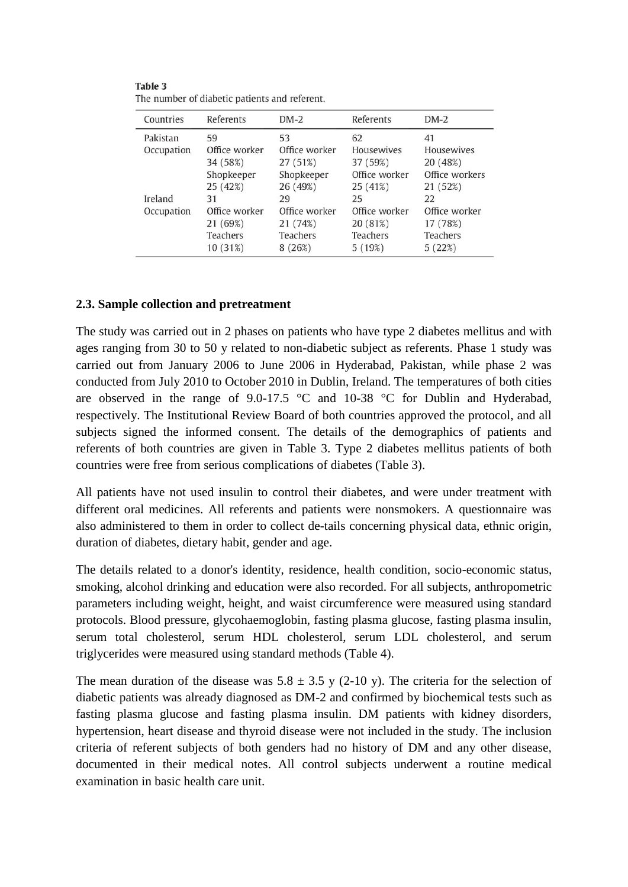**Table 3**
The number of diabetic patients and referent.

| Countries | Referents | DM-2 | Referents | DM-2 |
|---|---|---|---|---|
| Pakistan | 59 | 53 | 62 | 41 |
| Occupation | Office worker 34 (58%) | Office worker 27 (51%) | Housewives 37 (59%) | Housewives 20 (48%) |
| | Shopkeeper 25 (42%) | Shopkeeper 26 (49%) | Office worker 25 (41%) | Office workers 21 (52%) |
| Ireland | 31 | 29 | 25 | 22 |
| Occupation | Office worker 21 (69%) | Office worker 21 (74%) | Office worker 20 (81%) | Office worker 17 (78%) |
| | Teachers 10 (31%) | Teachers 8 (26%) | Teachers 5 (19%) | Teachers 5 (22%) |

### 2.3. Sample collection and pretreatment

The study was carried out in 2 phases on patients who have type 2 diabetes mellitus and with ages ranging from 30 to 50 y related to non-diabetic subject as referents. Phase 1 study was carried out from January 2006 to June 2006 in Hyderabad, Pakistan, while phase 2 was conducted from July 2010 to October 2010 in Dublin, Ireland. The temperatures of both cities are observed in the range of 9.0-17.5 °C and 10-38 °C for Dublin and Hyderabad, respectively. The Institutional Review Board of both countries approved the protocol, and all subjects signed the informed consent. The details of the demographics of patients and referents of both countries are given in Table 3. Type 2 diabetes mellitus patients of both countries were free from serious complications of diabetes (Table 3).

All patients have not used insulin to control their diabetes, and were under treatment with different oral medicines. All referents and patients were nonsmokers. A questionnaire was also administered to them in order to collect de-tails concerning physical data, ethnic origin, duration of diabetes, dietary habit, gender and age.

The details related to a donor's identity, residence, health condition, socio-economic status, smoking, alcohol drinking and education were also recorded. For all subjects, anthropometric parameters including weight, height, and waist circumference were measured using standard protocols. Blood pressure, glycohaemoglobin, fasting plasma glucose, fasting plasma insulin, serum total cholesterol, serum HDL cholesterol, serum LDL cholesterol, and serum triglycerides were measured using standard methods (Table 4).

The mean duration of the disease was $5.8 \pm 3.5$ y (2-10 y). The criteria for the selection of diabetic patients was already diagnosed as DM-2 and confirmed by biochemical tests such as fasting plasma glucose and fasting plasma insulin. DM patients with kidney disorders, hypertension, heart disease and thyroid disease were not included in the study. The inclusion criteria of referent subjects of both genders had no history of DM and any other disease, documented in their medical notes. All control subjects underwent a routine medical examination in basic health care unit.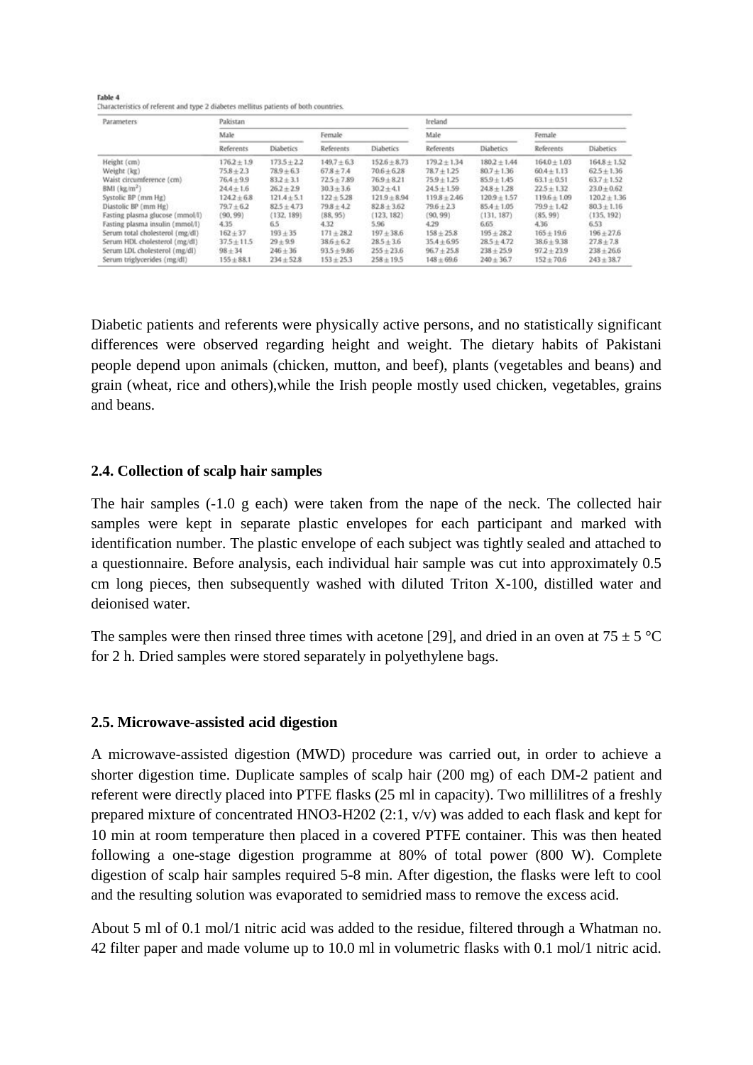Table 4

Characteristics of referent and type 2 diabetes mellitus patients of both countries.

| Parameters | Pakistan | | | | Ireland | | | |
|---|---|---|---|---|---|---|---|---|
| | Male | | Female | | Male | | Female | |
| | Referents | Diabetics | Referents | Diabetics | Referents | Diabetics | Referents | Diabetics |
| Height (cm) | 176.2 ± 1.9 | 173.5 ± 2.2 | 149.7 ± 6.3 | 152.6 ± 8.73 | 179.2 ± 1.34 | 180.2 ± 1.44 | 164.0 ± 1.03 | 164.8 ± 1.52 |
| Weight (kg) | 75.8 ± 2.3 | 78.9 ± 6.3 | 67.8 ± 7.4 | 70.6 ± 6.28 | 78.7 ± 1.25 | 80.7 ± 1.36 | 60.4 ± 1.13 | 62.5 ± 1.36 |
| Waist circumference (cm) | 76.4 ± 9.9 | 83.2 ± 3.1 | 72.5 ± 7.89 | 76.9 ± 8.21 | 75.9 ± 1.25 | 85.9 ± 1.45 | 63.1 ± 0.51 | 63.7 ± 1.52 |
| BMI (kg/m$^2$) | 24.4 ± 1.6 | 26.2 ± 2.9 | 30.3 ± 3.6 | 30.2 ± 4.1 | 24.5 ± 1.59 | 24.8 ± 1.28 | 22.5 ± 1.32 | 23.0 ± 0.62 |
| Systolic BP (mm Hg) | 124.2 ± 6.8 | 121.4 ± 5.1 | 122 ± 5.28 | 121.9 ± 8.94 | 119.8 ± 2.46 | 120.9 ± 1.57 | 119.6 ± 1.09 | 120.2 ± 1.36 |
| Diastolic BP (mm Hg) | 79.7 ± 6.2 | 82.5 ± 4.73 | 79.8 ± 4.2 | 82.8 ± 3.62 | 79.6 ± 2.3 | 85.4 ± 1.05 | 79.9 ± 1.42 | 80.3 ± 1.16 |
| Fasting plasma glucose (mmol/l) | (90, 99) | (132, 189) | (88, 95) | (123, 182) | (90, 99) | (131, 187) | (85, 99) | (135, 192) |
| Fasting plasma insulin (mmol/l) | 4.35 | 6.5 | 4.32 | 5.96 | 4.29 | 6.65 | 4.36 | 6.53 |
| Serum total cholesterol (mg/dl) | 162 ± 37 | 193 ± 35 | 171 ± 28.2 | 197 ± 38.6 | 158 ± 25.8 | 195 ± 28.2 | 165 ± 19.6 | 196 ± 27.6 |
| Serum HDL cholesterol (mg/dl) | 37.5 ± 11.5 | 29 ± 9.9 | 38.6 ± 6.2 | 28.5 ± 3.6 | 35.4 ± 6.95 | 28.5 ± 4.72 | 38.6 ± 9.38 | 27.8 ± 7.8 |
| Serum LDL cholesterol (mg/dl) | 98 ± 34 | 246 ± 36 | 93.5 ± 9.86 | 255 ± 23.6 | 96.7 ± 25.8 | 238 ± 25.9 | 97.2 ± 23.9 | 238 ± 26.6 |
| Serum triglycerides (mg/dl) | 155 ± 88.1 | 234 ± 52.8 | 153 ± 25.3 | 258 ± 19.5 | 148 ± 69.6 | 240 ± 36.7 | 152 ± 70.6 | 243 ± 38.7 |

Diabetic patients and referents were physically active persons, and no statistically significant differences were observed regarding height and weight. The dietary habits of Pakistani people depend upon animals (chicken, mutton, and beef), plants (vegetables and beans) and grain (wheat, rice and others),while the Irish people mostly used chicken, vegetables, grains and beans.

### 2.4. Collection of scalp hair samples

The hair samples (-1.0 g each) were taken from the nape of the neck. The collected hair samples were kept in separate plastic envelopes for each participant and marked with identification number. The plastic envelope of each subject was tightly sealed and attached to a questionnaire. Before analysis, each individual hair sample was cut into approximately 0.5 cm long pieces, then subsequently washed with diluted Triton X-100, distilled water and deionised water.

The samples were then rinsed three times with acetone [29], and dried in an oven at 75 ± 5 °C for 2 h. Dried samples were stored separately in polyethylene bags.

### 2.5. Microwave-assisted acid digestion

A microwave-assisted digestion (MWD) procedure was carried out, in order to achieve a shorter digestion time. Duplicate samples of scalp hair (200 mg) of each DM-2 patient and referent were directly placed into PTFE flasks (25 ml in capacity). Two millilitres of a freshly prepared mixture of concentrated $HNO_3$-$H_2O_2$ (2:1, v/v) was added to each flask and kept for 10 min at room temperature then placed in a covered PTFE container. This was then heated following a one-stage digestion programme at 80% of total power (800 W). Complete digestion of scalp hair samples required 5-8 min. After digestion, the flasks were left to cool and the resulting solution was evaporated to semidried mass to remove the excess acid.

About 5 ml of 0.1 mol/1 nitric acid was added to the residue, filtered through a Whatman no. 42 filter paper and made volume up to 10.0 ml in volumetric flasks with 0.1 mol/1 nitric acid.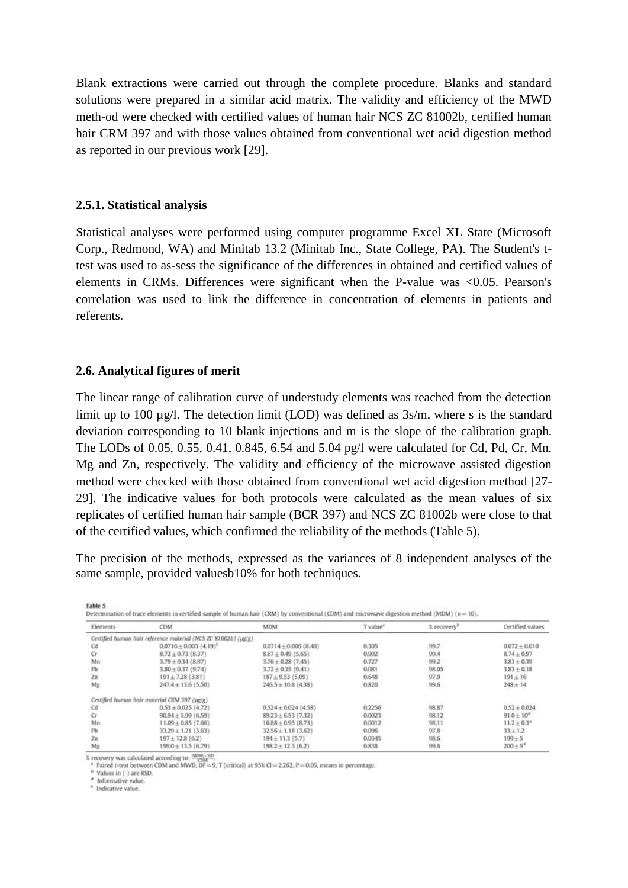Blank extractions were carried out through the complete procedure. Blanks and standard solutions were prepared in a similar acid matrix. The validity and efficiency of the MWD meth-od were checked with certified values of human hair NCS ZC 81002b, certified human hair CRM 397 and with those values obtained from conventional wet acid digestion method as reported in our previous work [29].

### 2.5.1. Statistical analysis

Statistical analyses were performed using computer programme Excel XL State (Microsoft Corp., Redmond, WA) and Minitab 13.2 (Minitab Inc., State College, PA). The Student's t-test was used to as-sess the significance of the differences in obtained and certified values of elements in CRMs. Differences were significant when the P-value was <0.05. Pearson's correlation was used to link the difference in concentration of elements in patients and referents.

### 2.6. Analytical figures of merit

The linear range of calibration curve of understudy elements was reached from the detection limit up to 100 µg/l. The detection limit (LOD) was defined as 3s/m, where s is the standard deviation corresponding to 10 blank injections and m is the slope of the calibration graph. The LODs of 0.05, 0.55, 0.41, 0.845, 6.54 and 5.04 pg/l were calculated for Cd, Pd, Cr, Mn, Mg and Zn, respectively. The validity and efficiency of the microwave assisted digestion method were checked with those obtained from conventional wet acid digestion method [27-29]. The indicative values for both protocols were calculated as the mean values of six replicates of certified human hair sample (BCR 397) and NCS ZC 81002b were close to that of the certified values, which confirmed the reliability of the methods (Table 5).

The precision of the methods, expressed as the variances of 8 independent analyses of the same sample, provided valuesb10% for both techniques.

**Table 5**
Determination of trace elements in certified sample of human hair (CRM) by conventional (CDM) and microwave digestion method (MDM) (n = 10).

| Elements | CDM | MDM | T value[a] | % recovery[b] | Certified values |
|---|---|---|---|---|---|
| *Certified human hair reference material (NCS ZC 81002b) (µg/g)* | | | | | |
| Cd | 0.0716 ± 0.003 (4.19)[b] | 0.0714 ± 0.006 (8.40) | 0.305 | 99.7 | 0.072 ± 0.010 |
| Cr | 8.72 ± 0.73 (8.37) | 8.67 ± 0.49 (5.65) | 0.902 | 99.4 | 8.74 ± 0.97 |
| Mn | 3.79 ± 0.34 (8.97) | 3.76 ± 0.28 (7.45) | 0.727 | 99.2 | 3.83 ± 0.39 |
| Pb | 3.80 ± 0.37 (9.74) | 3.72 ± 0.35 (9.41) | 0.081 | 98.05 | 3.83 ± 0.18 |
| Zn | 191 ± 7.28 (3.81) | 187 ± 9.53 (5.09) | 0.648 | 97.9 | 191 ± 16 |
| Mg | 247.4 ± 13.6 (5.50) | 246.5 ± 10.8 (4.38) | 0.820 | 99.6 | 248 ± 14 |
| *Certified human hair material CRM 397 (µg/g)* | | | | | |
| Cd | 0.53 ± 0.025 (4.72) | 0.524 ± 0.024 (4.58) | 0.2256 | 98.87 | 0.52 ± 0.024 |
| Cr | 90.94 ± 5.99 (6.59) | 89.23 ± 6.53 (7.32) | 0.0023 | 98.12 | 91.0 ± 10[#] |
| Mn | 11.09 ± 0.85 (7.66) | 10.88 ± 0.95 (8.73) | 0.0012 | 98.11 | 11.2 ± 0.3[*] |
| Pb | 33.29 ± 1.21 (3.63) | 32.56 ± 1.18 (3.62) | 0.096 | 97.8 | 33 ± 1.2 |
| Zn | 197 ± 12.8 (6.2) | 194 ± 11.3 (5.7) | 0.0345 | 98.6 | 199 ± 5 |
| Mg | 199.0 ± 13.5 (6.79) | 198.2 ± 12.3 (6.2) | 0.838 | 99.6 | 200 ± 5[*] |

% recovery was calculated according to: $\frac{MDM \times 100}{CDM}$.
[a] Paired t-test between CDM and MWD, DF = 9, T (critical) at 95% CI = 2.262, P = 0.05, means in percentage.
[b] Values in ( ) are RSD.
[#] Informative value.
[*] Indicative value.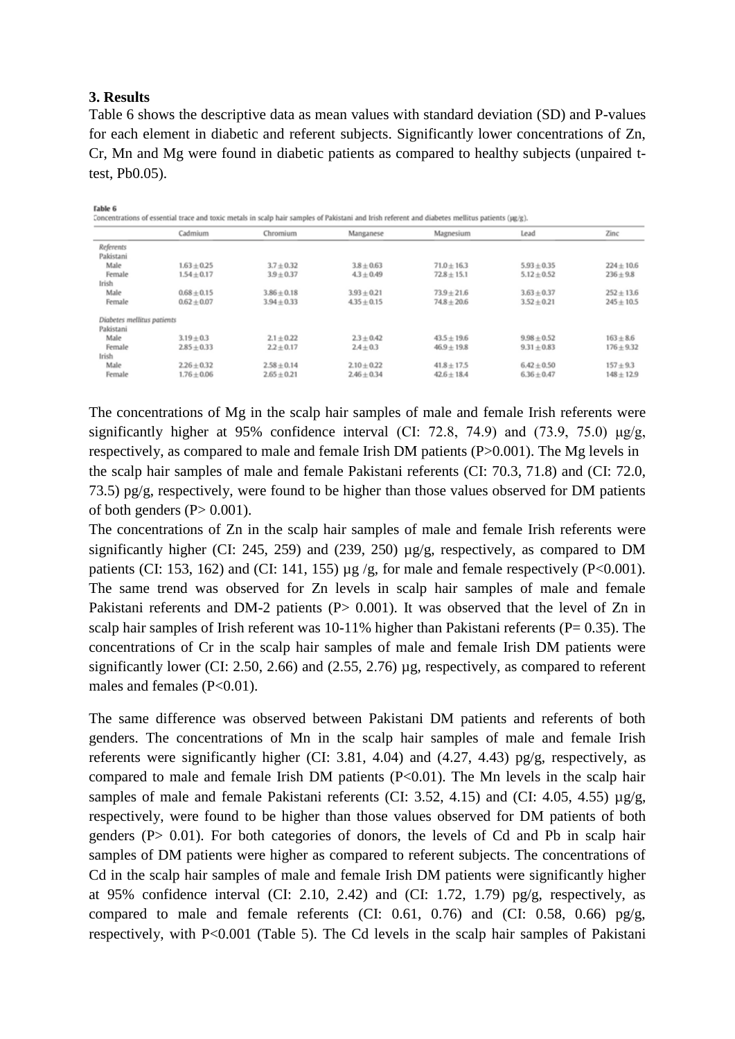### 3. Results

Table 6 shows the descriptive data as mean values with standard deviation (SD) and P-values for each element in diabetic and referent subjects. Significantly lower concentrations of Zn, Cr, Mn and Mg were found in diabetic patients as compared to healthy subjects (unpaired t-test, Pb0.05).

Table 6

Concentrations of essential trace and toxic metals in scalp hair samples of Pakistani and Irish referent and diabetes mellitus patients (μg/g).

| | Cadmium | Chromium | Manganese | Magnesium | Lead | Zinc |
|---|---|---|---|---|---|---|
| *Referents* | | | | | | |
| Pakistani | | | | | | |
| Male | 1.63 ± 0.25 | 3.7 ± 0.32 | 3.8 ± 0.63 | 71.0 ± 16.3 | 5.93 ± 0.35 | 224 ± 10.6 |
| Female | 1.54 ± 0.17 | 3.9 ± 0.37 | 4.3 ± 0.49 | 72.8 ± 15.1 | 5.12 ± 0.52 | 236 ± 9.8 |
| Irish | | | | | | |
| Male | 0.68 ± 0.15 | 3.86 ± 0.18 | 3.93 ± 0.21 | 73.9 ± 21.6 | 3.63 ± 0.37 | 252 ± 13.6 |
| Female | 0.62 ± 0.07 | 3.94 ± 0.33 | 4.35 ± 0.15 | 74.8 ± 20.6 | 3.52 ± 0.21 | 245 ± 10.5 |
| *Diabetes mellitus patients* | | | | | | |
| Pakistani | | | | | | |
| Male | 3.19 ± 0.3 | 2.1 ± 0.22 | 2.3 ± 0.42 | 43.5 ± 19.6 | 9.98 ± 0.52 | 163 ± 8.6 |
| Female | 2.85 ± 0.33 | 2.2 ± 0.17 | 2.4 ± 0.3 | 46.9 ± 19.8 | 9.31 ± 0.83 | 176 ± 9.32 |
| Irish | | | | | | |
| Male | 2.26 ± 0.32 | 2.58 ± 0.14 | 2.10 ± 0.22 | 41.8 ± 17.5 | 6.42 ± 0.50 | 157 ± 9.3 |
| Female | 1.76 ± 0.06 | 2.65 ± 0.21 | 2.46 ± 0.34 | 42.6 ± 18.4 | 6.36 ± 0.47 | 148 ± 12.9 |

The concentrations of Mg in the scalp hair samples of male and female Irish referents were significantly higher at 95% confidence interval (CI: 72.8, 74.9) and (73.9, 75.0) μg/g, respectively, as compared to male and female Irish DM patients (P>0.001). The Mg levels in the scalp hair samples of male and female Pakistani referents (CI: 70.3, 71.8) and (CI: 72.0, 73.5) pg/g, respectively, were found to be higher than those values observed for DM patients of both genders (P> 0.001).

The concentrations of Zn in the scalp hair samples of male and female Irish referents were significantly higher (CI: 245, 259) and (239, 250) μg/g, respectively, as compared to DM patients (CI: 153, 162) and (CI: 141, 155) μg /g, for male and female respectively (P<0.001). The same trend was observed for Zn levels in scalp hair samples of male and female Pakistani referents and DM-2 patients (P> 0.001). It was observed that the level of Zn in scalp hair samples of Irish referent was 10-11% higher than Pakistani referents (P= 0.35). The concentrations of Cr in the scalp hair samples of male and female Irish DM patients were significantly lower (CI: 2.50, 2.66) and (2.55, 2.76) μg, respectively, as compared to referent males and females (P<0.01).

The same difference was observed between Pakistani DM patients and referents of both genders. The concentrations of Mn in the scalp hair samples of male and female Irish referents were significantly higher (CI: 3.81, 4.04) and (4.27, 4.43) pg/g, respectively, as compared to male and female Irish DM patients (P<0.01). The Mn levels in the scalp hair samples of male and female Pakistani referents (CI: 3.52, 4.15) and (CI: 4.05, 4.55) μg/g, respectively, were found to be higher than those values observed for DM patients of both genders (P> 0.01). For both categories of donors, the levels of Cd and Pb in scalp hair samples of DM patients were higher as compared to referent subjects. The concentrations of Cd in the scalp hair samples of male and female Irish DM patients were significantly higher at 95% confidence interval (CI: 2.10, 2.42) and (CI: 1.72, 1.79) pg/g, respectively, as compared to male and female referents (CI: 0.61, 0.76) and (CI: 0.58, 0.66) pg/g, respectively, with P<0.001 (Table 5). The Cd levels in the scalp hair samples of Pakistani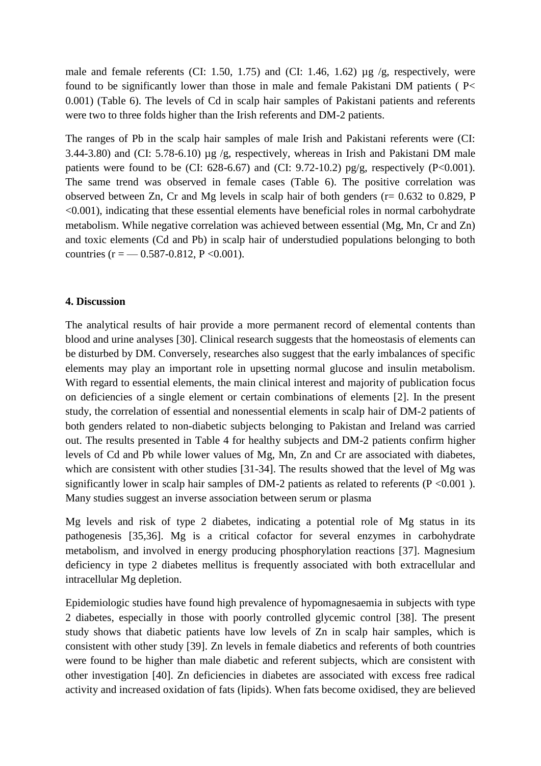male and female referents (CI: 1.50, 1.75) and (CI: 1.46, 1.62) µg /g, respectively, were found to be significantly lower than those in male and female Pakistani DM patients ( P< 0.001) (Table 6). The levels of Cd in scalp hair samples of Pakistani patients and referents were two to three folds higher than the Irish referents and DM-2 patients.

The ranges of Pb in the scalp hair samples of male Irish and Pakistani referents were (CI: 3.44-3.80) and (CI: 5.78-6.10) µg /g, respectively, whereas in Irish and Pakistani DM male patients were found to be (CI: 628-6.67) and (CI: 9.72-10.2) pg/g, respectively (P<0.001). The same trend was observed in female cases (Table 6). The positive correlation was observed between Zn, Cr and Mg levels in scalp hair of both genders (r= 0.632 to 0.829, P <0.001), indicating that these essential elements have beneficial roles in normal carbohydrate metabolism. While negative correlation was achieved between essential (Mg, Mn, Cr and Zn) and toxic elements (Cd and Pb) in scalp hair of understudied populations belonging to both countries (r = — 0.587-0.812, P <0.001).

**4. Discussion**

The analytical results of hair provide a more permanent record of elemental contents than blood and urine analyses [30]. Clinical research suggests that the homeostasis of elements can be disturbed by DM. Conversely, researches also suggest that the early imbalances of specific elements may play an important role in upsetting normal glucose and insulin metabolism. With regard to essential elements, the main clinical interest and majority of publication focus on deficiencies of a single element or certain combinations of elements [2]. In the present study, the correlation of essential and nonessential elements in scalp hair of DM-2 patients of both genders related to non-diabetic subjects belonging to Pakistan and Ireland was carried out. The results presented in Table 4 for healthy subjects and DM-2 patients confirm higher levels of Cd and Pb while lower values of Mg, Mn, Zn and Cr are associated with diabetes, which are consistent with other studies [31-34]. The results showed that the level of Mg was significantly lower in scalp hair samples of DM-2 patients as related to referents (P <0.001 ). Many studies suggest an inverse association between serum or plasma

Mg levels and risk of type 2 diabetes, indicating a potential role of Mg status in its pathogenesis [35,36]. Mg is a critical cofactor for several enzymes in carbohydrate metabolism, and involved in energy producing phosphorylation reactions [37]. Magnesium deficiency in type 2 diabetes mellitus is frequently associated with both extracellular and intracellular Mg depletion.

Epidemiologic studies have found high prevalence of hypomagnesaemia in subjects with type 2 diabetes, especially in those with poorly controlled glycemic control [38]. The present study shows that diabetic patients have low levels of Zn in scalp hair samples, which is consistent with other study [39]. Zn levels in female diabetics and referents of both countries were found to be higher than male diabetic and referent subjects, which are consistent with other investigation [40]. Zn deficiencies in diabetes are associated with excess free radical activity and increased oxidation of fats (lipids). When fats become oxidised, they are believed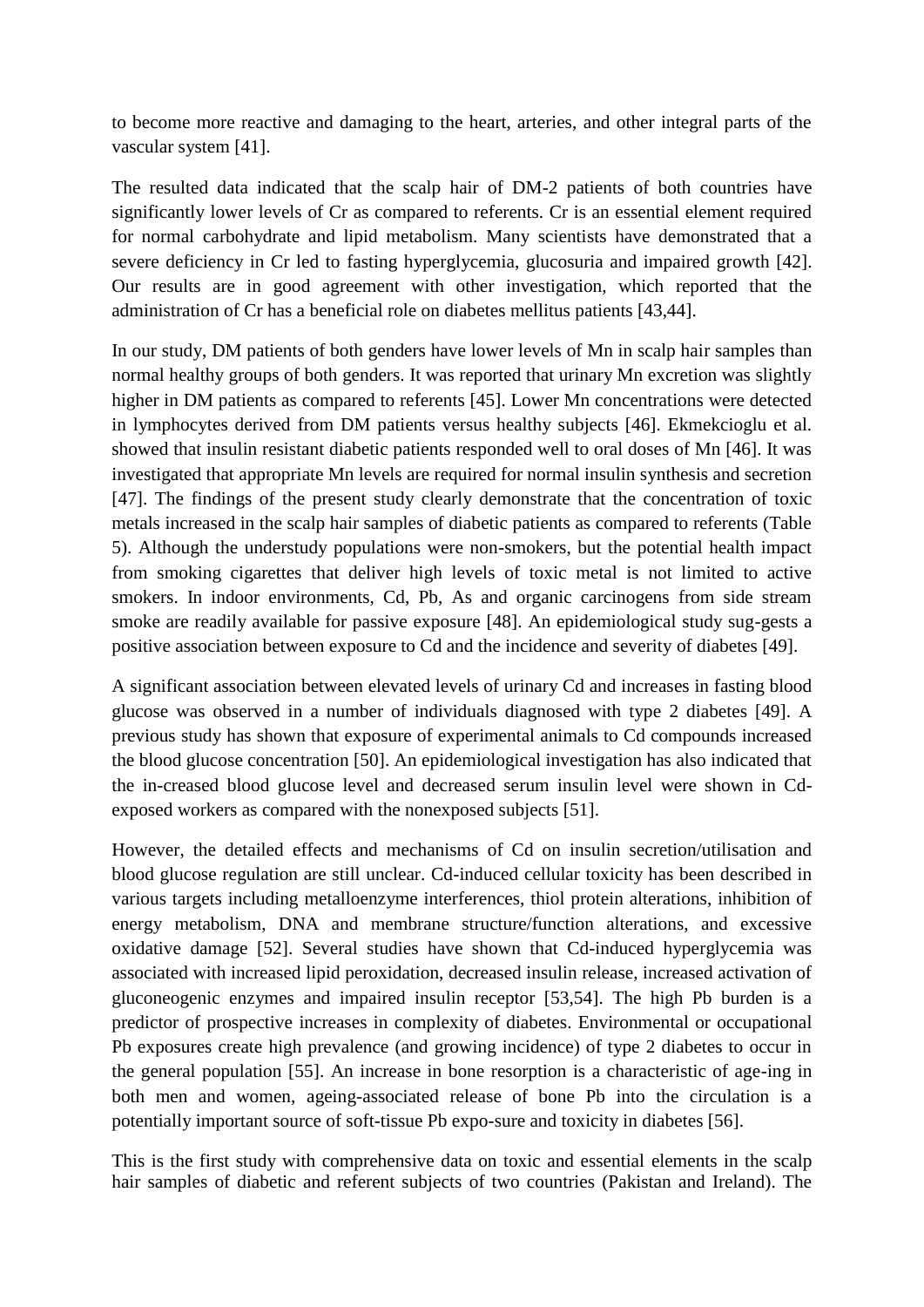to become more reactive and damaging to the heart, arteries, and other integral parts of the vascular system [41].

The resulted data indicated that the scalp hair of DM-2 patients of both countries have significantly lower levels of Cr as compared to referents. Cr is an essential element required for normal carbohydrate and lipid metabolism. Many scientists have demonstrated that a severe deficiency in Cr led to fasting hyperglycemia, glucosuria and impaired growth [42]. Our results are in good agreement with other investigation, which reported that the administration of Cr has a beneficial role on diabetes mellitus patients [43,44].

In our study, DM patients of both genders have lower levels of Mn in scalp hair samples than normal healthy groups of both genders. It was reported that urinary Mn excretion was slightly higher in DM patients as compared to referents [45]. Lower Mn concentrations were detected in lymphocytes derived from DM patients versus healthy subjects [46]. Ekmekcioglu et al. showed that insulin resistant diabetic patients responded well to oral doses of Mn [46]. It was investigated that appropriate Mn levels are required for normal insulin synthesis and secretion [47]. The findings of the present study clearly demonstrate that the concentration of toxic metals increased in the scalp hair samples of diabetic patients as compared to referents (Table 5). Although the understudy populations were non-smokers, but the potential health impact from smoking cigarettes that deliver high levels of toxic metal is not limited to active smokers. In indoor environments, Cd, Pb, As and organic carcinogens from side stream smoke are readily available for passive exposure [48]. An epidemiological study sug-gests a positive association between exposure to Cd and the incidence and severity of diabetes [49].

A significant association between elevated levels of urinary Cd and increases in fasting blood glucose was observed in a number of individuals diagnosed with type 2 diabetes [49]. A previous study has shown that exposure of experimental animals to Cd compounds increased the blood glucose concentration [50]. An epidemiological investigation has also indicated that the in-creased blood glucose level and decreased serum insulin level were shown in Cd-exposed workers as compared with the nonexposed subjects [51].

However, the detailed effects and mechanisms of Cd on insulin secretion/utilisation and blood glucose regulation are still unclear. Cd-induced cellular toxicity has been described in various targets including metalloenzyme interferences, thiol protein alterations, inhibition of energy metabolism, DNA and membrane structure/function alterations, and excessive oxidative damage [52]. Several studies have shown that Cd-induced hyperglycemia was associated with increased lipid peroxidation, decreased insulin release, increased activation of gluconeogenic enzymes and impaired insulin receptor [53,54]. The high Pb burden is a predictor of prospective increases in complexity of diabetes. Environmental or occupational Pb exposures create high prevalence (and growing incidence) of type 2 diabetes to occur in the general population [55]. An increase in bone resorption is a characteristic of age-ing in both men and women, ageing-associated release of bone Pb into the circulation is a potentially important source of soft-tissue Pb expo-sure and toxicity in diabetes [56].

This is the first study with comprehensive data on toxic and essential elements in the scalp hair samples of diabetic and referent subjects of two countries (Pakistan and Ireland). The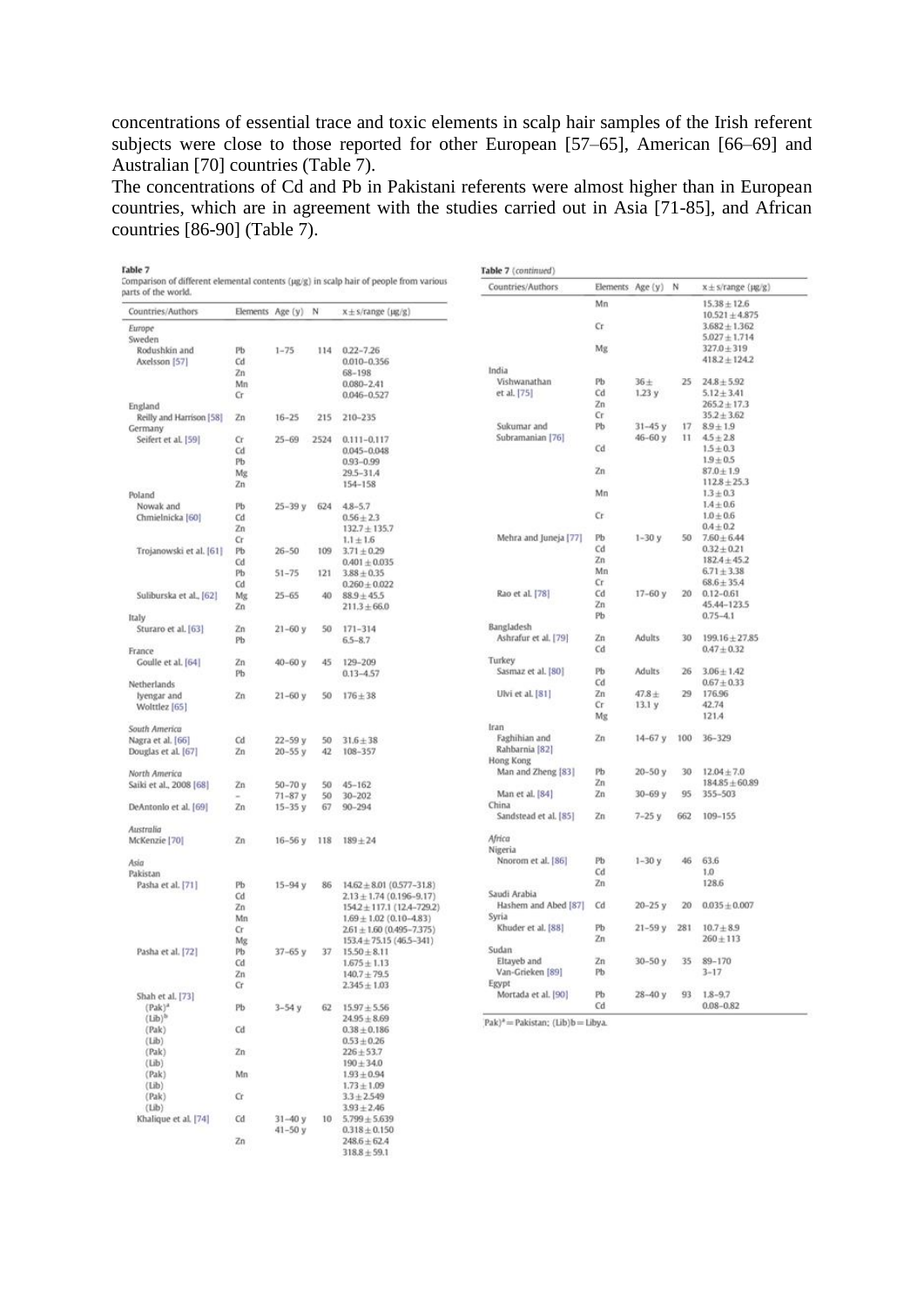concentrations of essential trace and toxic elements in scalp hair samples of the Irish referent subjects were close to those reported for other European [57–65], American [66–69] and Australian [70] countries (Table 7).

The concentrations of Cd and Pb in Pakistani referents were almost higher than in European countries, which are in agreement with the studies carried out in Asia [71-85], and African countries [86-90] (Table 7).

**Table 7**
Comparison of different elemental contents (μg/g) in scalp hair of people from various parts of the world.

| Countries/Authors | Elements | Age (y) | N | x ± s/range (μg/g) |
|---|---|---|---|---|
| *Europe* | | | | |
| Sweden | | | | |
| Rodushkin and Axelsson [57] | Pb | 1–75 | 114 | 0.22–7.26 |
| | Cd | | | 0.010–0.356 |
| | Zn | | | 68–198 |
| | Mn | | | 0.080–2.41 |
| | Cr | | | 0.046–0.527 |
| England | | | | |
| Reilly and Harrison [58] | Zn | 16–25 | 215 | 210–235 |
| Germany | | | | |
| Seifert et al. [59] | Cr | 25–69 | 2524 | 0.111–0.117 |
| | Cd | | | 0.045–0.048 |
| | Pb | | | 0.93–0.99 |
| | Mg | | | 29.5–31.4 |
| | Zn | | | 154–158 |
| Poland | | | | |
| Nowak and Chmielnicka [60] | Pb | 25–39 y | 624 | 4.8–5.7 |
| | Cd | | | 0.56 ± 2.3 |
| | Zn | | | 132.7 ± 135.7 |
| | Cr | | | 1.1 ± 1.6 |
| Trojanowski et al. [61] | Pb | 26–50 | 109 | 3.71 ± 0.29 |
| | Cd | | | 0.401 ± 0.035 |
| | Pb | 51–75 | 121 | 3.88 ± 0.35 |
| | Cd | | | 0.260 ± 0.022 |
| Suliburska et al., [62] | Mg | 25–65 | 40 | 88.9 ± 45.5 |
| | Zn | | | 211.3 ± 66.0 |
| Italy | | | | |
| Sturaro et al. [63] | Zn | 21–60 y | 50 | 171–314 |
| | Pb | | | 6.5–8.7 |
| France | | | | |
| Goulle et al. [64] | Zn | 40–60 y | 45 | 129–209 |
| | Pb | | | 0.13–4.57 |
| Netherlands | | | | |
| Iyengar and Wolttlez [65] | Zn | 21–60 y | 50 | 176 ± 38 |
| *South America* | | | | |
| Nagra et al. [66] | Cd | 22–59 y | 50 | 31.6 ± 38 |
| Douglas et al. [67] | Zn | 20–55 y | 42 | 108–357 |
| *North America* | | | | |
| Saiki et al., 2008 [68] | Zn | 50–70 y | 50 | 45–162 |
| | – | 71–87 y | 50 | 30–202 |
| DeAntonio et al. [69] | Zn | 15–35 y | 67 | 90–294 |
| *Australia* | | | | |
| McKenzie [70] | Zn | 16–56 y | 118 | 189 ± 24 |
| *Asia* | | | | |
| Pakistan | | | | |
| Pasha et al. [71] | Pb | 15–94 y | 86 | 14.62 ± 8.01 (0.577–31.8) |
| | Cd | | | 2.13 ± 1.74 (0.196–9.17) |
| | Zn | | | 154.2 ± 117.1 (12.4–729.2) |
| | Mn | | | 1.69 ± 1.02 (0.10–4.83) |
| | Cr | | | 2.61 ± 1.60 (0.495–7.375) |
| | Mg | | | 153.4 ± 75.15 (46.5–341) |
| Pasha et al. [72] | Pb | 37–65 y | 37 | 15.50 ± 8.11 |
| | Cd | | | 1.675 ± 1.13 |
| | Zn | | | 140.7 ± 79.5 |
| | Cr | | | 2.345 ± 1.03 |
| Shah et al. [73] | | | | |
| (Pak)[a] | Pb | 3–54 y | 62 | 15.97 ± 5.56 |
| (Lib)[b] | | | | 24.95 ± 8.69 |
| (Pak) | Cd | | | 0.38 ± 0.186 |
| (Lib) | | | | 0.53 ± 0.26 |
| (Pak) | Zn | | | 226 ± 53.7 |
| (Lib) | | | | 190 ± 34.0 |
| (Pak) | Mn | | | 1.93 ± 0.94 |
| (Lib) | | | | 1.73 ± 1.09 |
| (Pak) | Cr | | | 3.3 ± 2.549 |
| (Lib) | | | | 3.93 ± 2.46 |
| Khalique et al. [74] | Cd | 31–40 y | 10 | 5.799 ± 5.639 |
| | | 41–50 y | | 0.318 ± 0.150 |
| | Zn | | | 248.6 ± 62.4 |
| | | | | 318.8 ± 59.1 |
| | Mn | | | 15.38 ± 12.6 |
| | | | | 10.521 ± 4.875 |
| | Cr | | | 3.682 ± 1.362 |
| | | | | 5.027 ± 1.714 |
| | Mg | | | 327.0 ± 319 |
| | | | | 418.2 ± 124.2 |
| India | | | | |
| Vishwanathan et al. [75] | Pb | 36 ± 1.23 y | 25 | 24.8 ± 5.92 |
| | Cd | | | 5.12 ± 3.41 |
| | Zn | | | 265.2 ± 17.3 |
| | Cr | | | 35.2 ± 3.62 |
| Sukumar and Subramanian [76] | Pb | 31–45 y | 17 | 8.9 ± 1.9 |
| | | 46–60 y | 11 | 4.5 ± 2.8 |
| | Cd | | | 1.5 ± 0.3 |
| | | | | 1.9 ± 0.5 |
| | Zn | | | 87.0 ± 1.9 |
| | | | | 112.8 ± 25.3 |
| | Mn | | | 1.3 ± 0.3 |
| | | | | 1.4 ± 0.6 |
| | Cr | | | 1.0 ± 0.6 |
| | | | | 0.4 ± 0.2 |
| Mehra and Juneja [77] | Pb | 1–30 y | 50 | 7.60 ± 6.44 |
| | Cd | | | 0.32 ± 0.21 |
| | Zn | | | 182.4 ± 45.2 |
| | Mn | | | 6.71 ± 3.38 |
| | Cr | | | 68.6 ± 35.4 |
| Rao et al. [78] | Cd | 17–60 y | 20 | 0.12–0.61 |
| | Zn | | | 45.44–123.5 |
| | Pb | | | 0.75–4.1 |
| Bangladesh | | | | |
| Ashrafur et al. [79] | Zn | Adults | 30 | 199.16 ± 27.85 |
| | Cd | | | 0.47 ± 0.32 |
| Turkey | | | | |
| Sasmaz et al. [80] | Pb | Adults | 26 | 3.06 ± 1.42 |
| | Cd | | | 0.67 ± 0.33 |
| Ulvi et al. [81] | Zn | 47.8 ± 13.1 y | 29 | 176.96 |
| | Cr | | | 42.74 |
| | Mg | | | 121.4 |
| Iran | | | | |
| Faghihian and Rahbarnia [82] | Zn | 14–67 y | 100 | 36–329 |
| Hong Kong | | | | |
| Man and Zheng [83] | Pb | 20–50 y | 30 | 12.04 ± 7.0 |
| | Zn | | | 184.85 ± 60.89 |
| Man et al. [84] | Zn | 30–69 y | 95 | 355–503 |
| China | | | | |
| Sandstead et al. [85] | Zn | 7–25 y | 662 | 109–155 |
| *Africa* | | | | |
| Nigeria | | | | |
| Nnorom et al. [86] | Pb | 1–30 y | 46 | 63.6 |
| | Cd | | | 1.0 |
| | Zn | | | 128.6 |
| Saudi Arabia | | | | |
| Hashem and Abed [87] | Cd | 20–25 y | 20 | 0.035 ± 0.007 |
| Syria | | | | |
| Khuder et al. [88] | Pb | 21–59 y | 281 | 10.7 ± 8.9 |
| | Zn | | | 260 ± 113 |
| Sudan | | | | |
| Eltayeb and Van-Grieken [89] | Zn | 30–50 y | 35 | 89–170 |
| | Pb | | | 3–17 |
| Egypt | | | | |
| Mortada et al. [90] | Pb | 28–40 y | 93 | 1.8–9.7 |
| | Cd | | | 0.08–0.82 |

Pak)[a] = Pakistan; (Lib)b = Libya.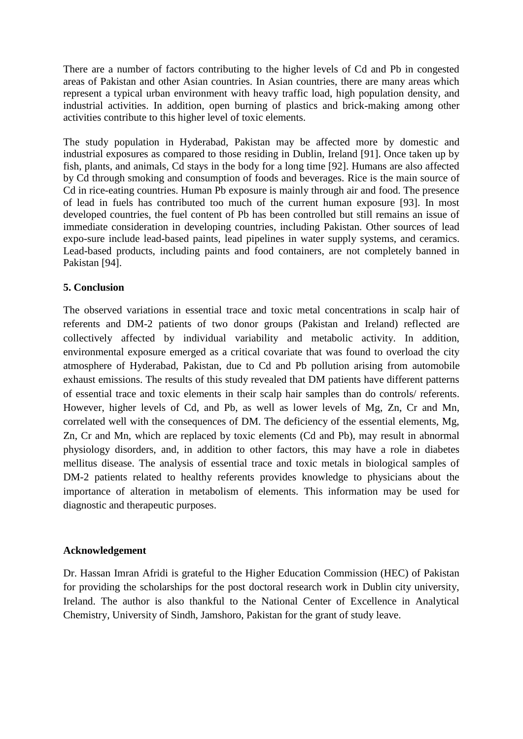There are a number of factors contributing to the higher levels of Cd and Pb in congested areas of Pakistan and other Asian countries. In Asian countries, there are many areas which represent a typical urban environment with heavy traffic load, high population density, and industrial activities. In addition, open burning of plastics and brick-making among other activities contribute to this higher level of toxic elements.

The study population in Hyderabad, Pakistan may be affected more by domestic and industrial exposures as compared to those residing in Dublin, Ireland [91]. Once taken up by fish, plants, and animals, Cd stays in the body for a long time [92]. Humans are also affected by Cd through smoking and consumption of foods and beverages. Rice is the main source of Cd in rice-eating countries. Human Pb exposure is mainly through air and food. The presence of lead in fuels has contributed too much of the current human exposure [93]. In most developed countries, the fuel content of Pb has been controlled but still remains an issue of immediate consideration in developing countries, including Pakistan. Other sources of lead expo-sure include lead-based paints, lead pipelines in water supply systems, and ceramics. Lead-based products, including paints and food containers, are not completely banned in Pakistan [94].

## 5. Conclusion

The observed variations in essential trace and toxic metal concentrations in scalp hair of referents and DM-2 patients of two donor groups (Pakistan and Ireland) reflected are collectively affected by individual variability and metabolic activity. In addition, environmental exposure emerged as a critical covariate that was found to overload the city atmosphere of Hyderabad, Pakistan, due to Cd and Pb pollution arising from automobile exhaust emissions. The results of this study revealed that DM patients have different patterns of essential trace and toxic elements in their scalp hair samples than do controls/ referents. However, higher levels of Cd, and Pb, as well as lower levels of Mg, Zn, Cr and Mn, correlated well with the consequences of DM. The deficiency of the essential elements, Mg, Zn, Cr and Mn, which are replaced by toxic elements (Cd and Pb), may result in abnormal physiology disorders, and, in addition to other factors, this may have a role in diabetes mellitus disease. The analysis of essential trace and toxic metals in biological samples of DM-2 patients related to healthy referents provides knowledge to physicians about the importance of alteration in metabolism of elements. This information may be used for diagnostic and therapeutic purposes.

## Acknowledgement

Dr. Hassan Imran Afridi is grateful to the Higher Education Commission (HEC) of Pakistan for providing the scholarships for the post doctoral research work in Dublin city university, Ireland. The author is also thankful to the National Center of Excellence in Analytical Chemistry, University of Sindh, Jamshoro, Pakistan for the grant of study leave.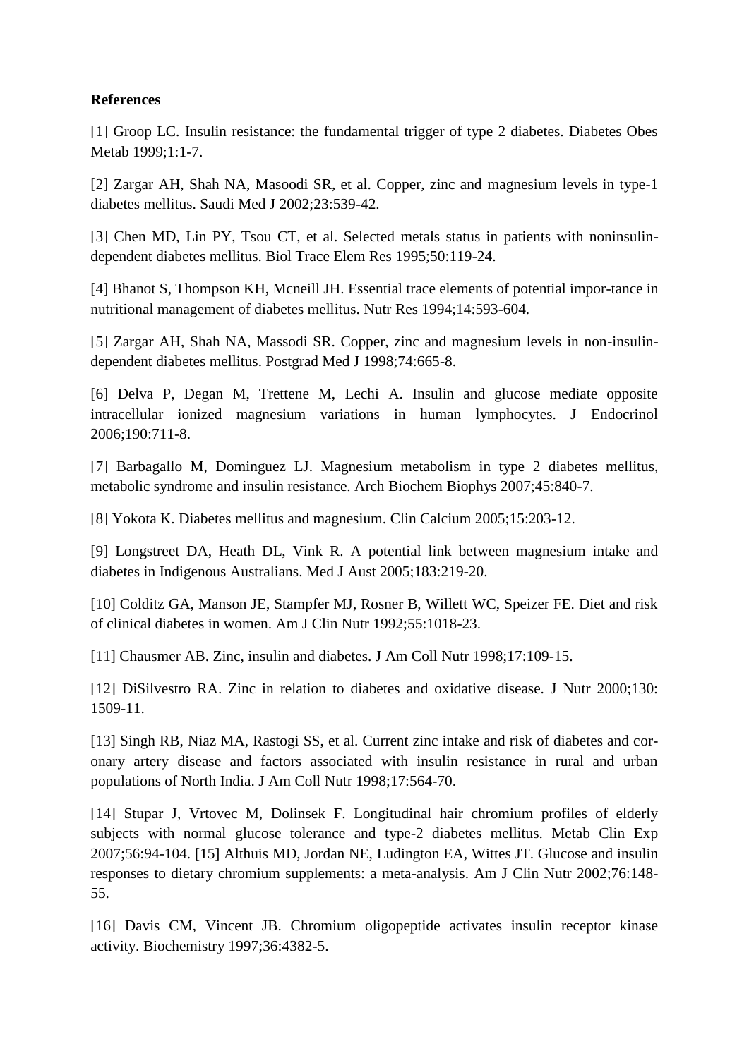**References**

[1] Groop LC. Insulin resistance: the fundamental trigger of type 2 diabetes. Diabetes Obes Metab 1999;1:1-7.

[2] Zargar AH, Shah NA, Masoodi SR, et al. Copper, zinc and magnesium levels in type-1 diabetes mellitus. Saudi Med J 2002;23:539-42.

[3] Chen MD, Lin PY, Tsou CT, et al. Selected metals status in patients with noninsulin-dependent diabetes mellitus. Biol Trace Elem Res 1995;50:119-24.

[4] Bhanot S, Thompson KH, Mcneill JH. Essential trace elements of potential impor-tance in nutritional management of diabetes mellitus. Nutr Res 1994;14:593-604.

[5] Zargar AH, Shah NA, Massodi SR. Copper, zinc and magnesium levels in non-insulin-dependent diabetes mellitus. Postgrad Med J 1998;74:665-8.

[6] Delva P, Degan M, Trettene M, Lechi A. Insulin and glucose mediate opposite intracellular ionized magnesium variations in human lymphocytes. J Endocrinol 2006;190:711-8.

[7] Barbagallo M, Dominguez LJ. Magnesium metabolism in type 2 diabetes mellitus, metabolic syndrome and insulin resistance. Arch Biochem Biophys 2007;45:840-7.

[8] Yokota K. Diabetes mellitus and magnesium. Clin Calcium 2005;15:203-12.

[9] Longstreet DA, Heath DL, Vink R. A potential link between magnesium intake and diabetes in Indigenous Australians. Med J Aust 2005;183:219-20.

[10] Colditz GA, Manson JE, Stampfer MJ, Rosner B, Willett WC, Speizer FE. Diet and risk of clinical diabetes in women. Am J Clin Nutr 1992;55:1018-23.

[11] Chausmer AB. Zinc, insulin and diabetes. J Am Coll Nutr 1998;17:109-15.

[12] DiSilvestro RA. Zinc in relation to diabetes and oxidative disease. J Nutr 2000;130: 1509-11.

[13] Singh RB, Niaz MA, Rastogi SS, et al. Current zinc intake and risk of diabetes and cor-onary artery disease and factors associated with insulin resistance in rural and urban populations of North India. J Am Coll Nutr 1998;17:564-70.

[14] Stupar J, Vrtovec M, Dolinsek F. Longitudinal hair chromium profiles of elderly subjects with normal glucose tolerance and type-2 diabetes mellitus. Metab Clin Exp 2007;56:94-104. [15] Althuis MD, Jordan NE, Ludington EA, Wittes JT. Glucose and insulin responses to dietary chromium supplements: a meta-analysis. Am J Clin Nutr 2002;76:148-55.

[16] Davis CM, Vincent JB. Chromium oligopeptide activates insulin receptor kinase activity. Biochemistry 1997;36:4382-5.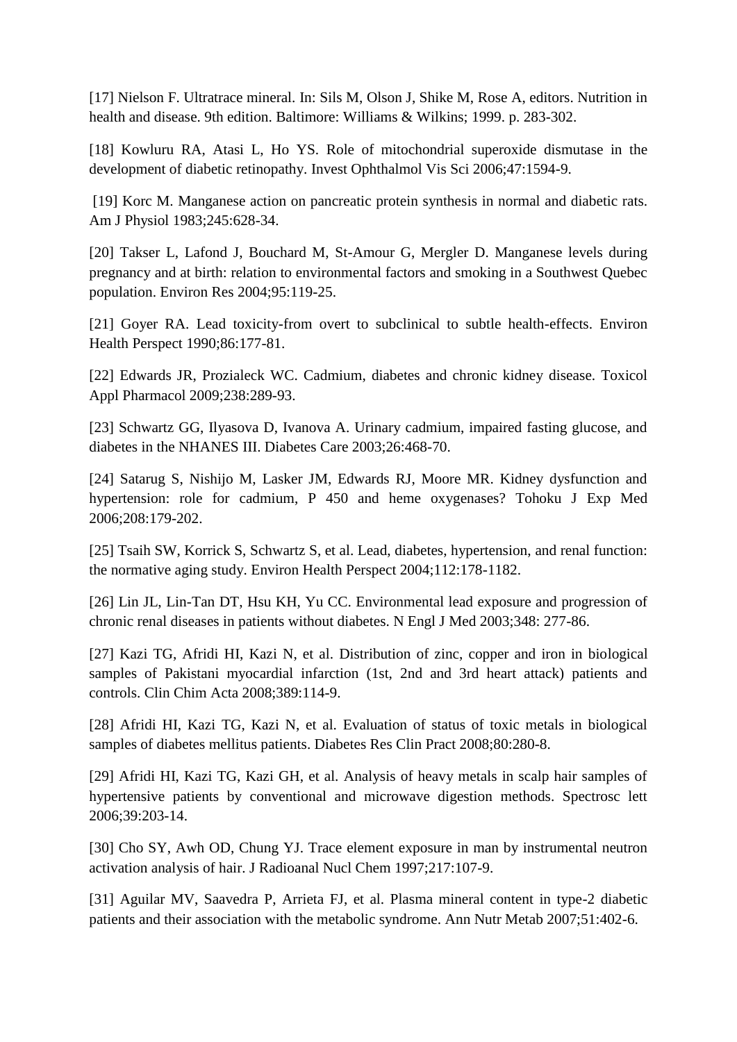[17] Nielson F. Ultratrace mineral. In: Sils M, Olson J, Shike M, Rose A, editors. Nutrition in health and disease. 9th edition. Baltimore: Williams & Wilkins; 1999. p. 283-302.

[18] Kowluru RA, Atasi L, Ho YS. Role of mitochondrial superoxide dismutase in the development of diabetic retinopathy. Invest Ophthalmol Vis Sci 2006;47:1594-9.

[19] Korc M. Manganese action on pancreatic protein synthesis in normal and diabetic rats. Am J Physiol 1983;245:628-34.

[20] Takser L, Lafond J, Bouchard M, St-Amour G, Mergler D. Manganese levels during pregnancy and at birth: relation to environmental factors and smoking in a Southwest Quebec population. Environ Res 2004;95:119-25.

[21] Goyer RA. Lead toxicity-from overt to subclinical to subtle health-effects. Environ Health Perspect 1990;86:177-81.

[22] Edwards JR, Prozialeck WC. Cadmium, diabetes and chronic kidney disease. Toxicol Appl Pharmacol 2009;238:289-93.

[23] Schwartz GG, Ilyasova D, Ivanova A. Urinary cadmium, impaired fasting glucose, and diabetes in the NHANES III. Diabetes Care 2003;26:468-70.

[24] Satarug S, Nishijo M, Lasker JM, Edwards RJ, Moore MR. Kidney dysfunction and hypertension: role for cadmium, P 450 and heme oxygenases? Tohoku J Exp Med 2006;208:179-202.

[25] Tsaih SW, Korrick S, Schwartz S, et al. Lead, diabetes, hypertension, and renal function: the normative aging study. Environ Health Perspect 2004;112:178-1182.

[26] Lin JL, Lin-Tan DT, Hsu KH, Yu CC. Environmental lead exposure and progression of chronic renal diseases in patients without diabetes. N Engl J Med 2003;348: 277-86.

[27] Kazi TG, Afridi HI, Kazi N, et al. Distribution of zinc, copper and iron in biological samples of Pakistani myocardial infarction (1st, 2nd and 3rd heart attack) patients and controls. Clin Chim Acta 2008;389:114-9.

[28] Afridi HI, Kazi TG, Kazi N, et al. Evaluation of status of toxic metals in biological samples of diabetes mellitus patients. Diabetes Res Clin Pract 2008;80:280-8.

[29] Afridi HI, Kazi TG, Kazi GH, et al. Analysis of heavy metals in scalp hair samples of hypertensive patients by conventional and microwave digestion methods. Spectrosc lett 2006;39:203-14.

[30] Cho SY, Awh OD, Chung YJ. Trace element exposure in man by instrumental neutron activation analysis of hair. J Radioanal Nucl Chem 1997;217:107-9.

[31] Aguilar MV, Saavedra P, Arrieta FJ, et al. Plasma mineral content in type-2 diabetic patients and their association with the metabolic syndrome. Ann Nutr Metab 2007;51:402-6.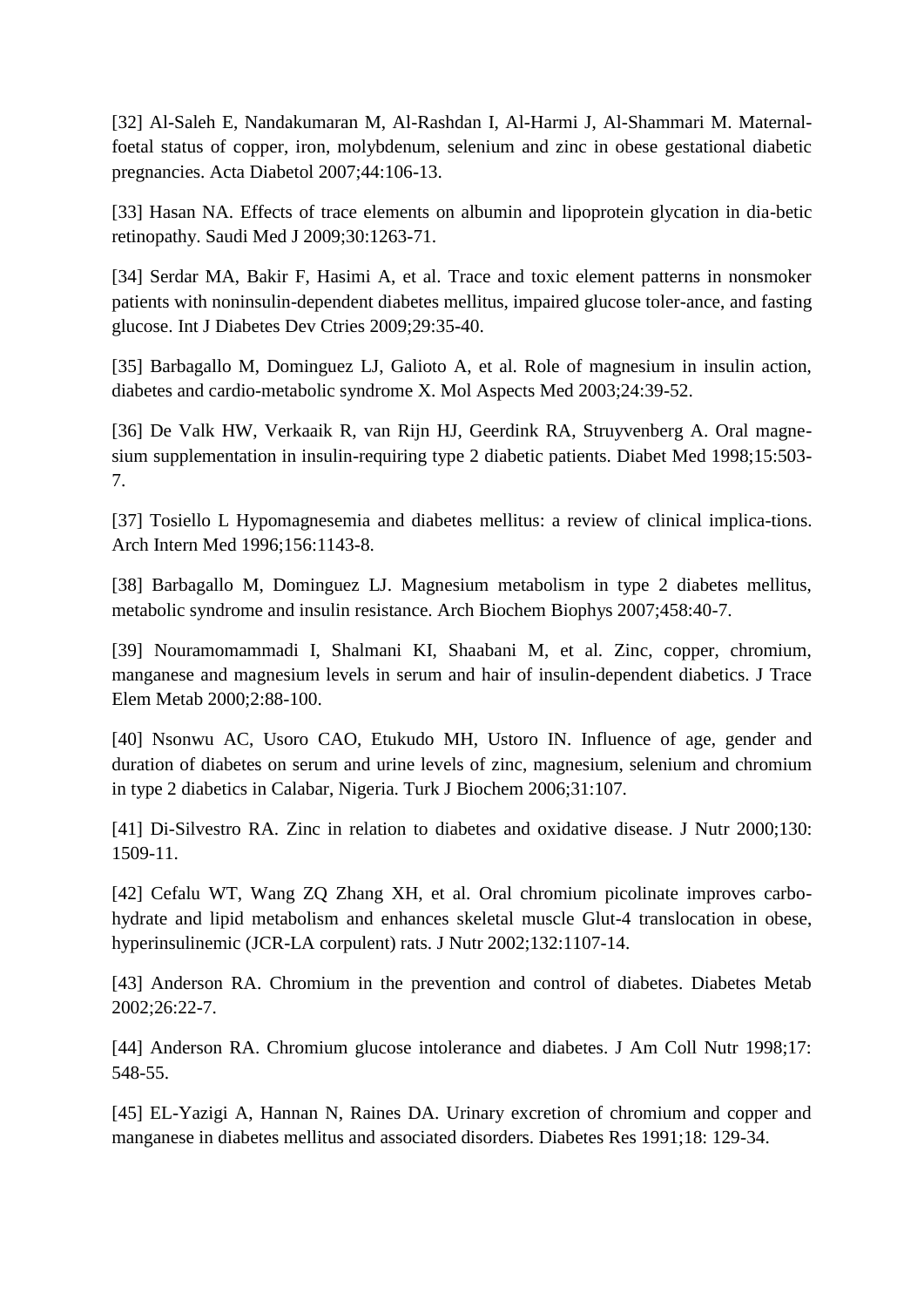[32] Al-Saleh E, Nandakumaran M, Al-Rashdan I, Al-Harmi J, Al-Shammari M. Maternal-foetal status of copper, iron, molybdenum, selenium and zinc in obese gestational diabetic pregnancies. Acta Diabetol 2007;44:106-13.

[33] Hasan NA. Effects of trace elements on albumin and lipoprotein glycation in dia-betic retinopathy. Saudi Med J 2009;30:1263-71.

[34] Serdar MA, Bakir F, Hasimi A, et al. Trace and toxic element patterns in nonsmoker patients with noninsulin-dependent diabetes mellitus, impaired glucose toler-ance, and fasting glucose. Int J Diabetes Dev Ctries 2009;29:35-40.

[35] Barbagallo M, Dominguez LJ, Galioto A, et al. Role of magnesium in insulin action, diabetes and cardio-metabolic syndrome X. Mol Aspects Med 2003;24:39-52.

[36] De Valk HW, Verkaaik R, van Rijn HJ, Geerdink RA, Struyvenberg A. Oral magne-sium supplementation in insulin-requiring type 2 diabetic patients. Diabet Med 1998;15:503-7.

[37] Tosiello L Hypomagnesemia and diabetes mellitus: a review of clinical implica-tions. Arch Intern Med 1996;156:1143-8.

[38] Barbagallo M, Dominguez LJ. Magnesium metabolism in type 2 diabetes mellitus, metabolic syndrome and insulin resistance. Arch Biochem Biophys 2007;458:40-7.

[39] Nouramomammadi I, Shalmani KI, Shaabani M, et al. Zinc, copper, chromium, manganese and magnesium levels in serum and hair of insulin-dependent diabetics. J Trace Elem Metab 2000;2:88-100.

[40] Nsonwu AC, Usoro CAO, Etukudo MH, Ustoro IN. Influence of age, gender and duration of diabetes on serum and urine levels of zinc, magnesium, selenium and chromium in type 2 diabetics in Calabar, Nigeria. Turk J Biochem 2006;31:107.

[41] Di-Silvestro RA. Zinc in relation to diabetes and oxidative disease. J Nutr 2000;130: 1509-11.

[42] Cefalu WT, Wang ZQ Zhang XH, et al. Oral chromium picolinate improves carbo-hydrate and lipid metabolism and enhances skeletal muscle Glut-4 translocation in obese, hyperinsulinemic (JCR-LA corpulent) rats. J Nutr 2002;132:1107-14.

[43] Anderson RA. Chromium in the prevention and control of diabetes. Diabetes Metab 2002;26:22-7.

[44] Anderson RA. Chromium glucose intolerance and diabetes. J Am Coll Nutr 1998;17: 548-55.

[45] EL-Yazigi A, Hannan N, Raines DA. Urinary excretion of chromium and copper and manganese in diabetes mellitus and associated disorders. Diabetes Res 1991;18: 129-34.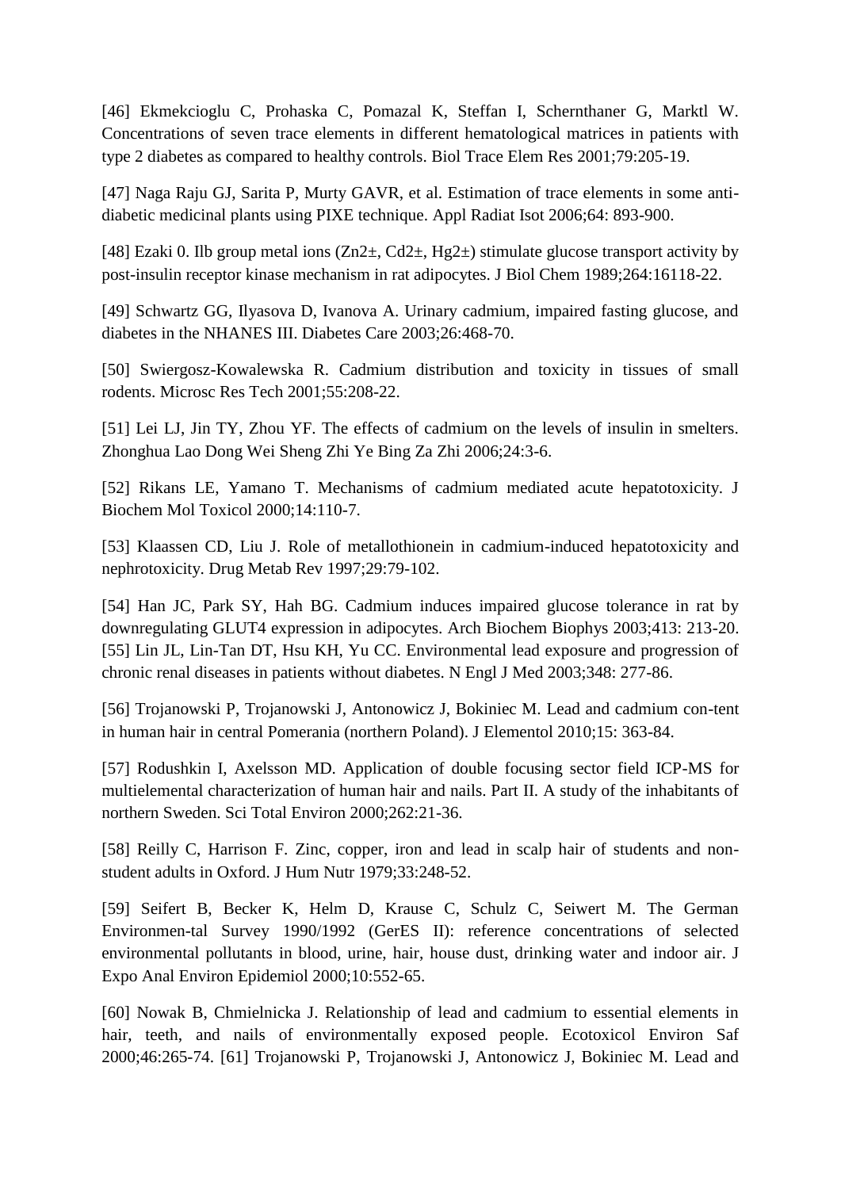[46] Ekmekcioglu C, Prohaska C, Pomazal K, Steffan I, Schernthaner G, Marktl W. Concentrations of seven trace elements in different hematological matrices in patients with type 2 diabetes as compared to healthy controls. Biol Trace Elem Res 2001;79:205-19.

[47] Naga Raju GJ, Sarita P, Murty GAVR, et al. Estimation of trace elements in some anti-diabetic medicinal plants using PIXE technique. Appl Radiat Isot 2006;64: 893-900.

[48] Ezaki 0. Ilb group metal ions ($Zn2\pm$, $Cd2\pm$, $Hg2\pm$) stimulate glucose transport activity by post-insulin receptor kinase mechanism in rat adipocytes. J Biol Chem 1989;264:16118-22.

[49] Schwartz GG, Ilyasova D, Ivanova A. Urinary cadmium, impaired fasting glucose, and diabetes in the NHANES III. Diabetes Care 2003;26:468-70.

[50] Swiergosz-Kowalewska R. Cadmium distribution and toxicity in tissues of small rodents. Microsc Res Tech 2001;55:208-22.

[51] Lei LJ, Jin TY, Zhou YF. The effects of cadmium on the levels of insulin in smelters. Zhonghua Lao Dong Wei Sheng Zhi Ye Bing Za Zhi 2006;24:3-6.

[52] Rikans LE, Yamano T. Mechanisms of cadmium mediated acute hepatotoxicity. J Biochem Mol Toxicol 2000;14:110-7.

[53] Klaassen CD, Liu J. Role of metallothionein in cadmium-induced hepatotoxicity and nephrotoxicity. Drug Metab Rev 1997;29:79-102.

[54] Han JC, Park SY, Hah BG. Cadmium induces impaired glucose tolerance in rat by downregulating GLUT4 expression in adipocytes. Arch Biochem Biophys 2003;413: 213-20. [55] Lin JL, Lin-Tan DT, Hsu KH, Yu CC. Environmental lead exposure and progression of chronic renal diseases in patients without diabetes. N Engl J Med 2003;348: 277-86.

[56] Trojanowski P, Trojanowski J, Antonowicz J, Bokiniec M. Lead and cadmium con-tent in human hair in central Pomerania (northern Poland). J Elementol 2010;15: 363-84.

[57] Rodushkin I, Axelsson MD. Application of double focusing sector field ICP-MS for multielemental characterization of human hair and nails. Part II. A study of the inhabitants of northern Sweden. Sci Total Environ 2000;262:21-36.

[58] Reilly C, Harrison F. Zinc, copper, iron and lead in scalp hair of students and non-student adults in Oxford. J Hum Nutr 1979;33:248-52.

[59] Seifert B, Becker K, Helm D, Krause C, Schulz C, Seiwert M. The German Environmen-tal Survey 1990/1992 (GerES II): reference concentrations of selected environmental pollutants in blood, urine, hair, house dust, drinking water and indoor air. J Expo Anal Environ Epidemiol 2000;10:552-65.

[60] Nowak B, Chmielnicka J. Relationship of lead and cadmium to essential elements in hair, teeth, and nails of environmentally exposed people. Ecotoxicol Environ Saf 2000;46:265-74. [61] Trojanowski P, Trojanowski J, Antonowicz J, Bokiniec M. Lead and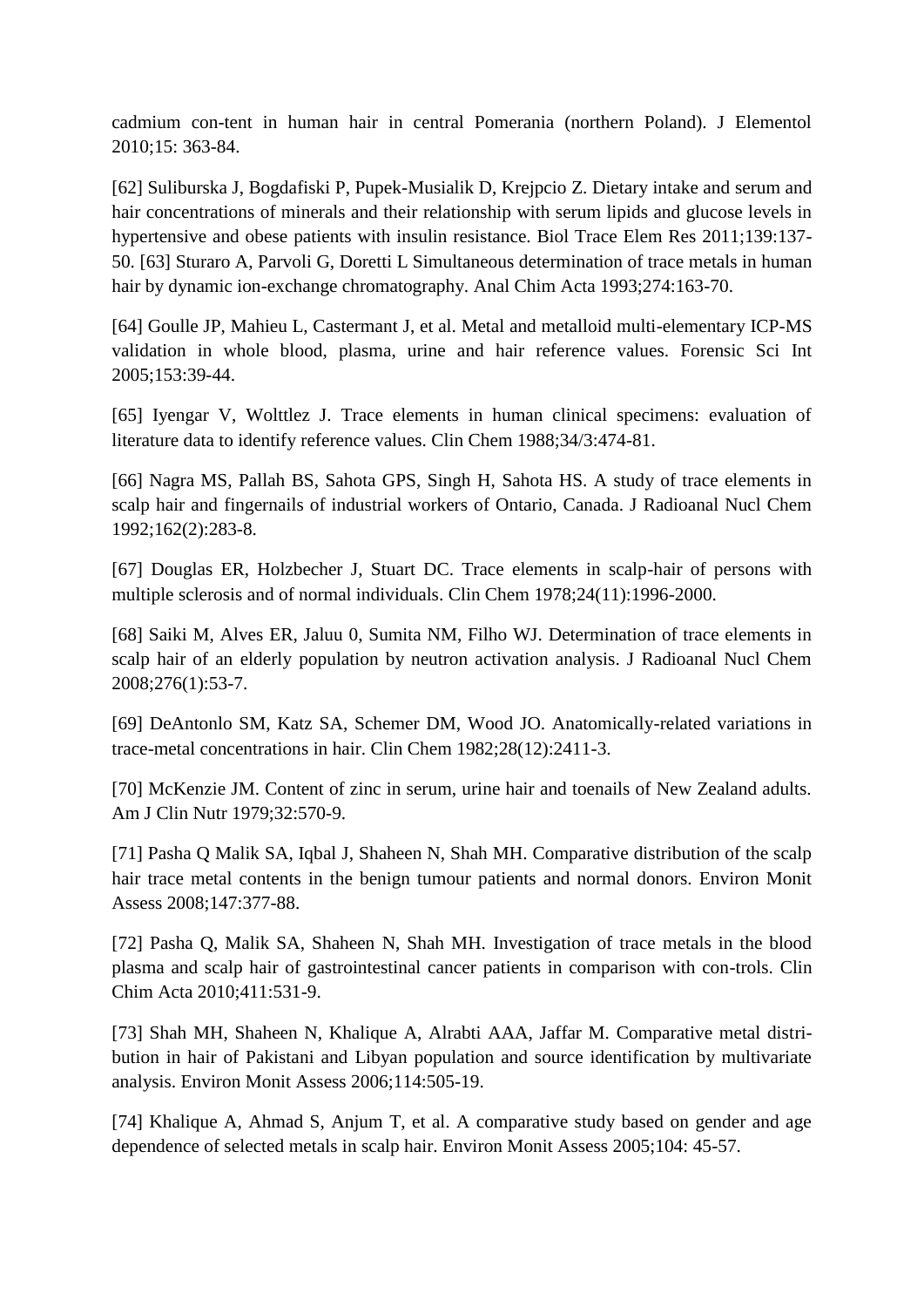cadmium con-tent in human hair in central Pomerania (northern Poland). J Elementol 2010;15: 363-84.

[62] Suliburska J, Bogdafiski P, Pupek-Musialik D, Krejpcio Z. Dietary intake and serum and hair concentrations of minerals and their relationship with serum lipids and glucose levels in hypertensive and obese patients with insulin resistance. Biol Trace Elem Res 2011;139:137-50. [63] Sturaro A, Parvoli G, Doretti L Simultaneous determination of trace metals in human hair by dynamic ion-exchange chromatography. Anal Chim Acta 1993;274:163-70.

[64] Goulle JP, Mahieu L, Castermant J, et al. Metal and metalloid multi-elementary ICP-MS validation in whole blood, plasma, urine and hair reference values. Forensic Sci Int 2005;153:39-44.

[65] Iyengar V, Wolttlez J. Trace elements in human clinical specimens: evaluation of literature data to identify reference values. Clin Chem 1988;34/3:474-81.

[66] Nagra MS, Pallah BS, Sahota GPS, Singh H, Sahota HS. A study of trace elements in scalp hair and fingernails of industrial workers of Ontario, Canada. J Radioanal Nucl Chem 1992;162(2):283-8.

[67] Douglas ER, Holzbecher J, Stuart DC. Trace elements in scalp-hair of persons with multiple sclerosis and of normal individuals. Clin Chem 1978;24(11):1996-2000.

[68] Saiki M, Alves ER, Jaluu 0, Sumita NM, Filho WJ. Determination of trace elements in scalp hair of an elderly population by neutron activation analysis. J Radioanal Nucl Chem 2008;276(1):53-7.

[69] DeAntonlo SM, Katz SA, Schemer DM, Wood JO. Anatomically-related variations in trace-metal concentrations in hair. Clin Chem 1982;28(12):2411-3.

[70] McKenzie JM. Content of zinc in serum, urine hair and toenails of New Zealand adults. Am J Clin Nutr 1979;32:570-9.

[71] Pasha Q Malik SA, Iqbal J, Shaheen N, Shah MH. Comparative distribution of the scalp hair trace metal contents in the benign tumour patients and normal donors. Environ Monit Assess 2008;147:377-88.

[72] Pasha Q, Malik SA, Shaheen N, Shah MH. Investigation of trace metals in the blood plasma and scalp hair of gastrointestinal cancer patients in comparison with con-trols. Clin Chim Acta 2010;411:531-9.

[73] Shah MH, Shaheen N, Khalique A, Alrabti AAA, Jaffar M. Comparative metal distri-bution in hair of Pakistani and Libyan population and source identification by multivariate analysis. Environ Monit Assess 2006;114:505-19.

[74] Khalique A, Ahmad S, Anjum T, et al. A comparative study based on gender and age dependence of selected metals in scalp hair. Environ Monit Assess 2005;104: 45-57.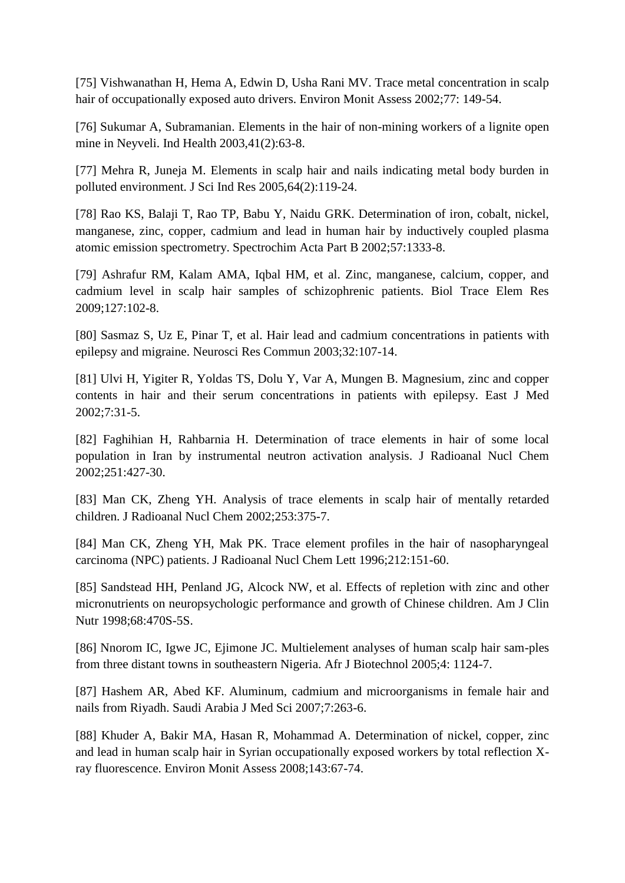[75] Vishwanathan H, Hema A, Edwin D, Usha Rani MV. Trace metal concentration in scalp hair of occupationally exposed auto drivers. Environ Monit Assess 2002;77: 149-54.

[76] Sukumar A, Subramanian. Elements in the hair of non-mining workers of a lignite open mine in Neyveli. Ind Health 2003,41(2):63-8.

[77] Mehra R, Juneja M. Elements in scalp hair and nails indicating metal body burden in polluted environment. J Sci Ind Res 2005,64(2):119-24.

[78] Rao KS, Balaji T, Rao TP, Babu Y, Naidu GRK. Determination of iron, cobalt, nickel, manganese, zinc, copper, cadmium and lead in human hair by inductively coupled plasma atomic emission spectrometry. Spectrochim Acta Part B 2002;57:1333-8.

[79] Ashrafur RM, Kalam AMA, Iqbal HM, et al. Zinc, manganese, calcium, copper, and cadmium level in scalp hair samples of schizophrenic patients. Biol Trace Elem Res 2009;127:102-8.

[80] Sasmaz S, Uz E, Pinar T, et al. Hair lead and cadmium concentrations in patients with epilepsy and migraine. Neurosci Res Commun 2003;32:107-14.

[81] Ulvi H, Yigiter R, Yoldas TS, Dolu Y, Var A, Mungen B. Magnesium, zinc and copper contents in hair and their serum concentrations in patients with epilepsy. East J Med 2002;7:31-5.

[82] Faghihian H, Rahbarnia H. Determination of trace elements in hair of some local population in Iran by instrumental neutron activation analysis. J Radioanal Nucl Chem 2002;251:427-30.

[83] Man CK, Zheng YH. Analysis of trace elements in scalp hair of mentally retarded children. J Radioanal Nucl Chem 2002;253:375-7.

[84] Man CK, Zheng YH, Mak PK. Trace element profiles in the hair of nasopharyngeal carcinoma (NPC) patients. J Radioanal Nucl Chem Lett 1996;212:151-60.

[85] Sandstead HH, Penland JG, Alcock NW, et al. Effects of repletion with zinc and other micronutrients on neuropsychologic performance and growth of Chinese children. Am J Clin Nutr 1998;68:470S-5S.

[86] Nnorom IC, Igwe JC, Ejimone JC. Multielement analyses of human scalp hair sam-ples from three distant towns in southeastern Nigeria. Afr J Biotechnol 2005;4: 1124-7.

[87] Hashem AR, Abed KF. Aluminum, cadmium and microorganisms in female hair and nails from Riyadh. Saudi Arabia J Med Sci 2007;7:263-6.

[88] Khuder A, Bakir MA, Hasan R, Mohammad A. Determination of nickel, copper, zinc and lead in human scalp hair in Syrian occupationally exposed workers by total reflection X-ray fluorescence. Environ Monit Assess 2008;143:67-74.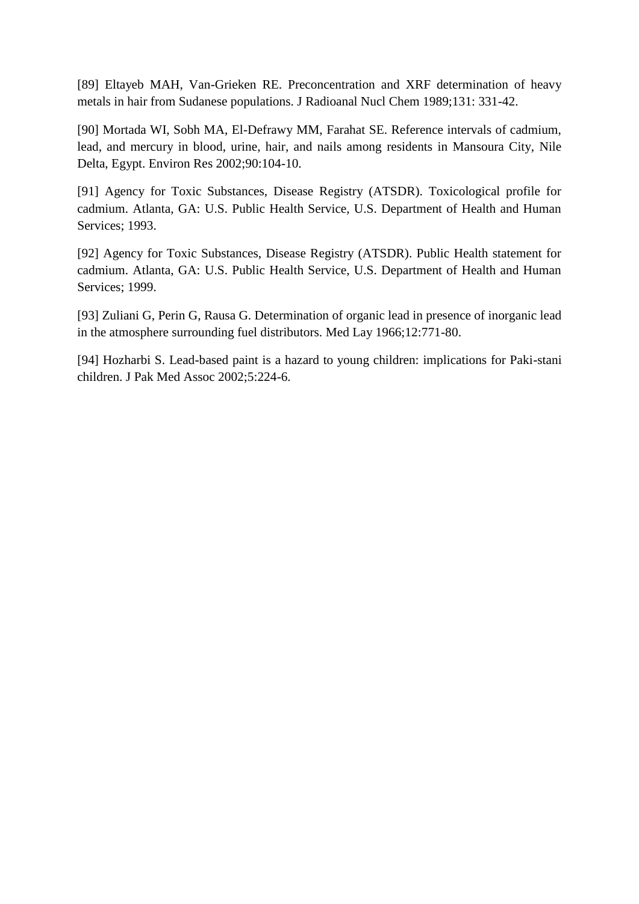[89] Eltayeb MAH, Van-Grieken RE. Preconcentration and XRF determination of heavy metals in hair from Sudanese populations. J Radioanal Nucl Chem 1989;131: 331-42.

[90] Mortada WI, Sobh MA, El-Defrawy MM, Farahat SE. Reference intervals of cadmium, lead, and mercury in blood, urine, hair, and nails among residents in Mansoura City, Nile Delta, Egypt. Environ Res 2002;90:104-10.

[91] Agency for Toxic Substances, Disease Registry (ATSDR). Toxicological profile for cadmium. Atlanta, GA: U.S. Public Health Service, U.S. Department of Health and Human Services; 1993.

[92] Agency for Toxic Substances, Disease Registry (ATSDR). Public Health statement for cadmium. Atlanta, GA: U.S. Public Health Service, U.S. Department of Health and Human Services; 1999.

[93] Zuliani G, Perin G, Rausa G. Determination of organic lead in presence of inorganic lead in the atmosphere surrounding fuel distributors. Med Lay 1966;12:771-80.

[94] Hozharbi S. Lead-based paint is a hazard to young children: implications for Paki-stani children. J Pak Med Assoc 2002;5:224-6.